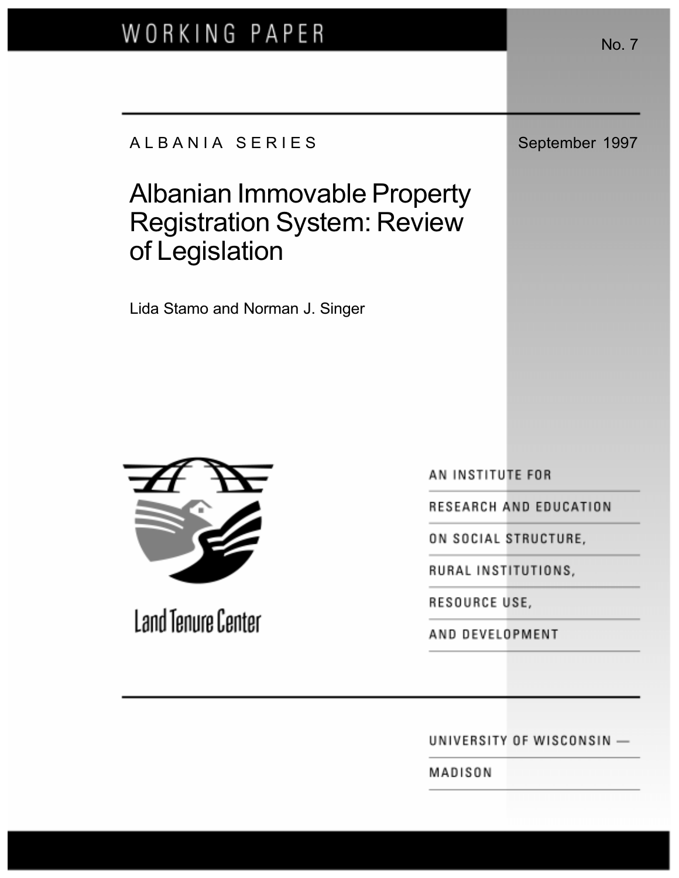WORKING PAPER

No. 7

ALBANIA SERIES

September 1997

# Albanian Immovable Property Registration System: Review of Legislation

Lida Stamo and Norman J. Singer

Land Tenure Center

AN INSTITUTE FOR RESEARCH AND EDUCATION ON SOCIAL STRUCTURE, RURAL INSTITUTIONS, RESOURCE USE, AND DEVELOPMENT

UNIVERSITY OF WISCONSIN — MADISON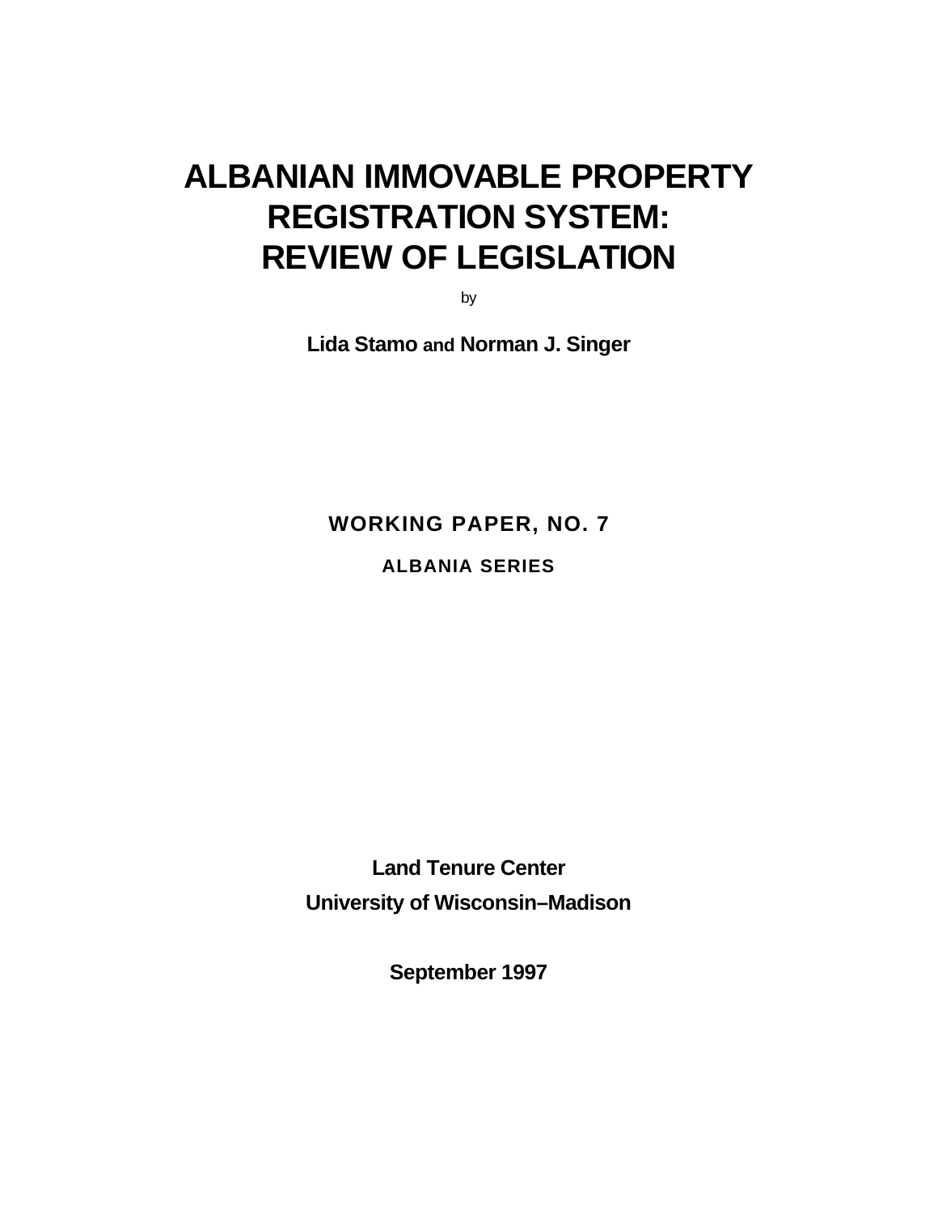# ALBANIAN IMMOVABLE PROPERTY REGISTRATION SYSTEM: REVIEW OF LEGISLATION

by

**Lida Stamo and Norman J. Singer**

**WORKING PAPER, NO. 7**

**ALBANIA SERIES**

**Land Tenure Center**

**University of Wisconsin–Madison**

**September 1997**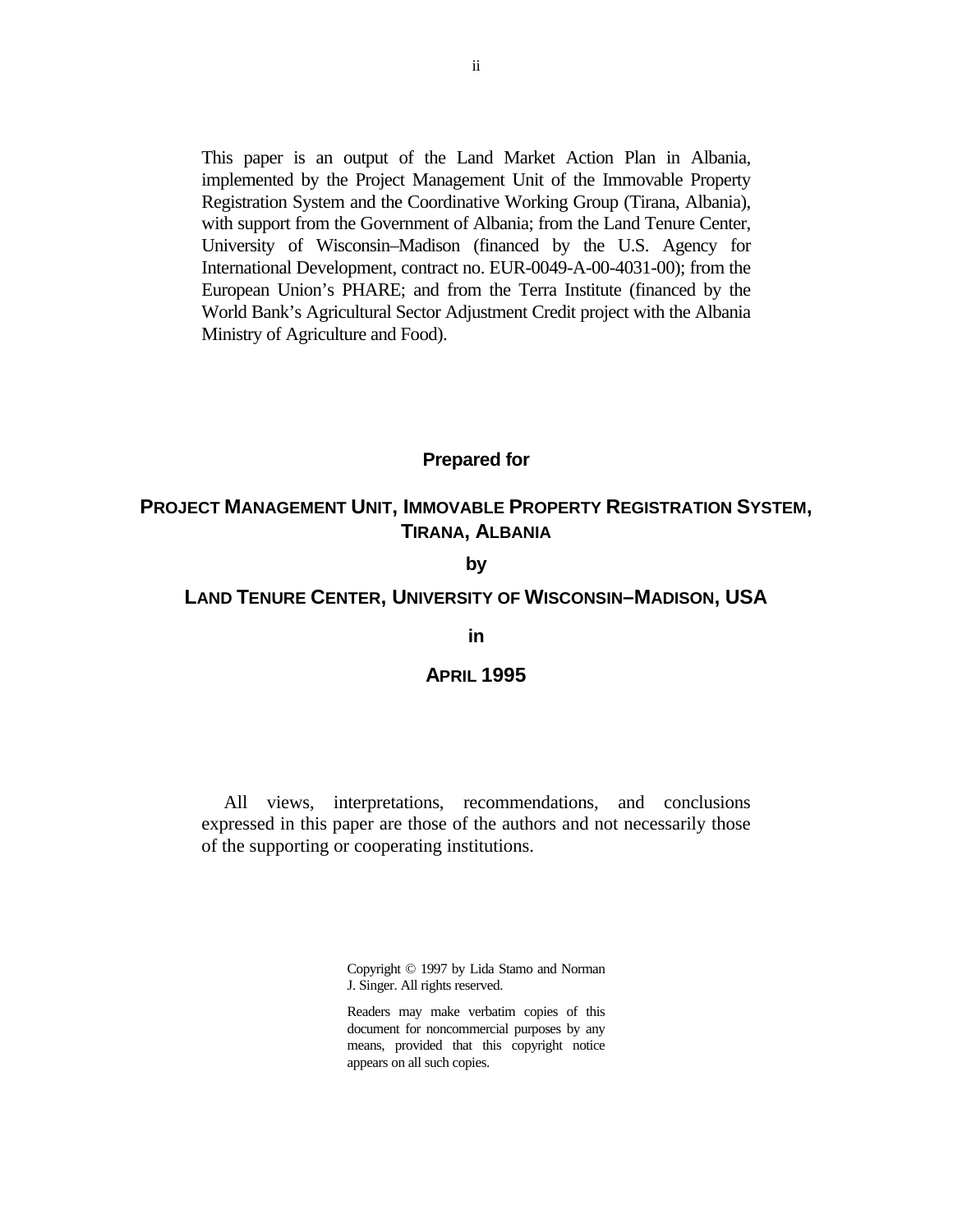This paper is an output of the Land Market Action Plan in Albania, implemented by the Project Management Unit of the Immovable Property Registration System and the Coordinative Working Group (Tirana, Albania), with support from the Government of Albania; from the Land Tenure Center, University of Wisconsin–Madison (financed by the U.S. Agency for International Development, contract no. EUR-0049-A-00-4031-00); from the European Union's PHARE; and from the Terra Institute (financed by the World Bank's Agricultural Sector Adjustment Credit project with the Albania Ministry of Agriculture and Food).

**Prepared for**

**PROJECT MANAGEMENT UNIT, IMMOVABLE PROPERTY REGISTRATION SYSTEM, TIRANA, ALBANIA**

**by**

**LAND TENURE CENTER, UNIVERSITY OF WISCONSIN–MADISON, USA**

**in**

**APRIL 1995**

All views, interpretations, recommendations, and conclusions expressed in this paper are those of the authors and not necessarily those of the supporting or cooperating institutions.

Copyright © 1997 by Lida Stamo and Norman J. Singer. All rights reserved.

Readers may make verbatim copies of this document for noncommercial purposes by any means, provided that this copyright notice appears on all such copies.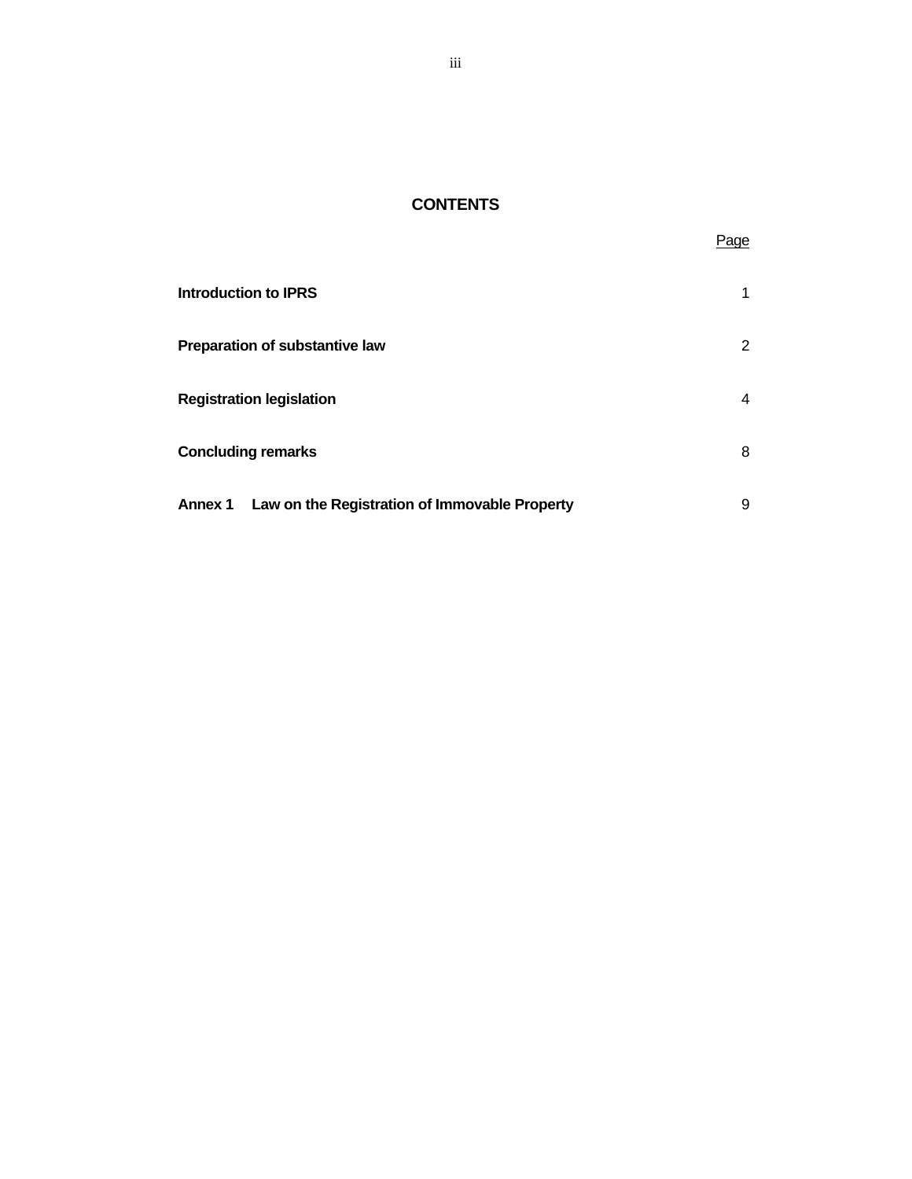# CONTENTS

| | Page |
| --- | --- |
| **Introduction to IPRS** | 1 |
| **Preparation of substantive law** | 2 |
| **Registration legislation** | 4 |
| **Concluding remarks** | 8 |
| **Annex 1 Law on the Registration of Immovable Property** | 9 |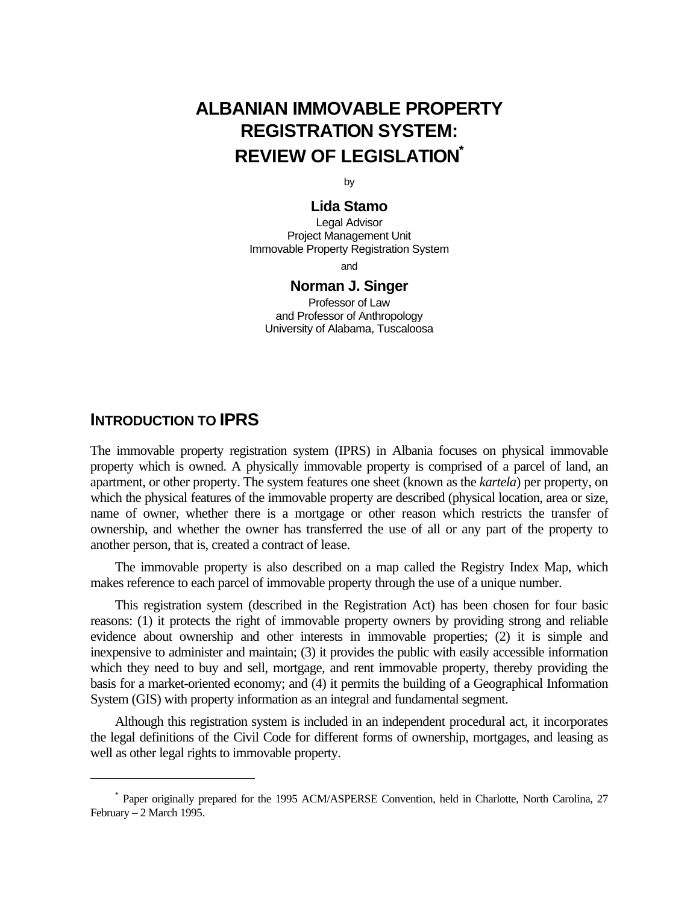# ALBANIAN IMMOVABLE PROPERTY REGISTRATION SYSTEM: REVIEW OF LEGISLATION[*]

by

**Lida Stamo**
Legal Advisor
Project Management Unit
Immovable Property Registration System

and

**Norman J. Singer**
Professor of Law
and Professor of Anthropology
University of Alabama, Tuscaloosa

## INTRODUCTION TO IPRS

The immovable property registration system (IPRS) in Albania focuses on physical immovable property which is owned. A physically immovable property is comprised of a parcel of land, an apartment, or other property. The system features one sheet (known as the *kartela*) per property, on which the physical features of the immovable property are described (physical location, area or size, name of owner, whether there is a mortgage or other reason which restricts the transfer of ownership, and whether the owner has transferred the use of all or any part of the property to another person, that is, created a contract of lease.

The immovable property is also described on a map called the Registry Index Map, which makes reference to each parcel of immovable property through the use of a unique number.

This registration system (described in the Registration Act) has been chosen for four basic reasons: (1) it protects the right of immovable property owners by providing strong and reliable evidence about ownership and other interests in immovable properties; (2) it is simple and inexpensive to administer and maintain; (3) it provides the public with easily accessible information which they need to buy and sell, mortgage, and rent immovable property, thereby providing the basis for a market-oriented economy; and (4) it permits the building of a Geographical Information System (GIS) with property information as an integral and fundamental segment.

Although this registration system is included in an independent procedural act, it incorporates the legal definitions of the Civil Code for different forms of ownership, mortgages, and leasing as well as other legal rights to immovable property.

---

[*] Paper originally prepared for the 1995 ACM/ASPERSE Convention, held in Charlotte, North Carolina, 27 February – 2 March 1995.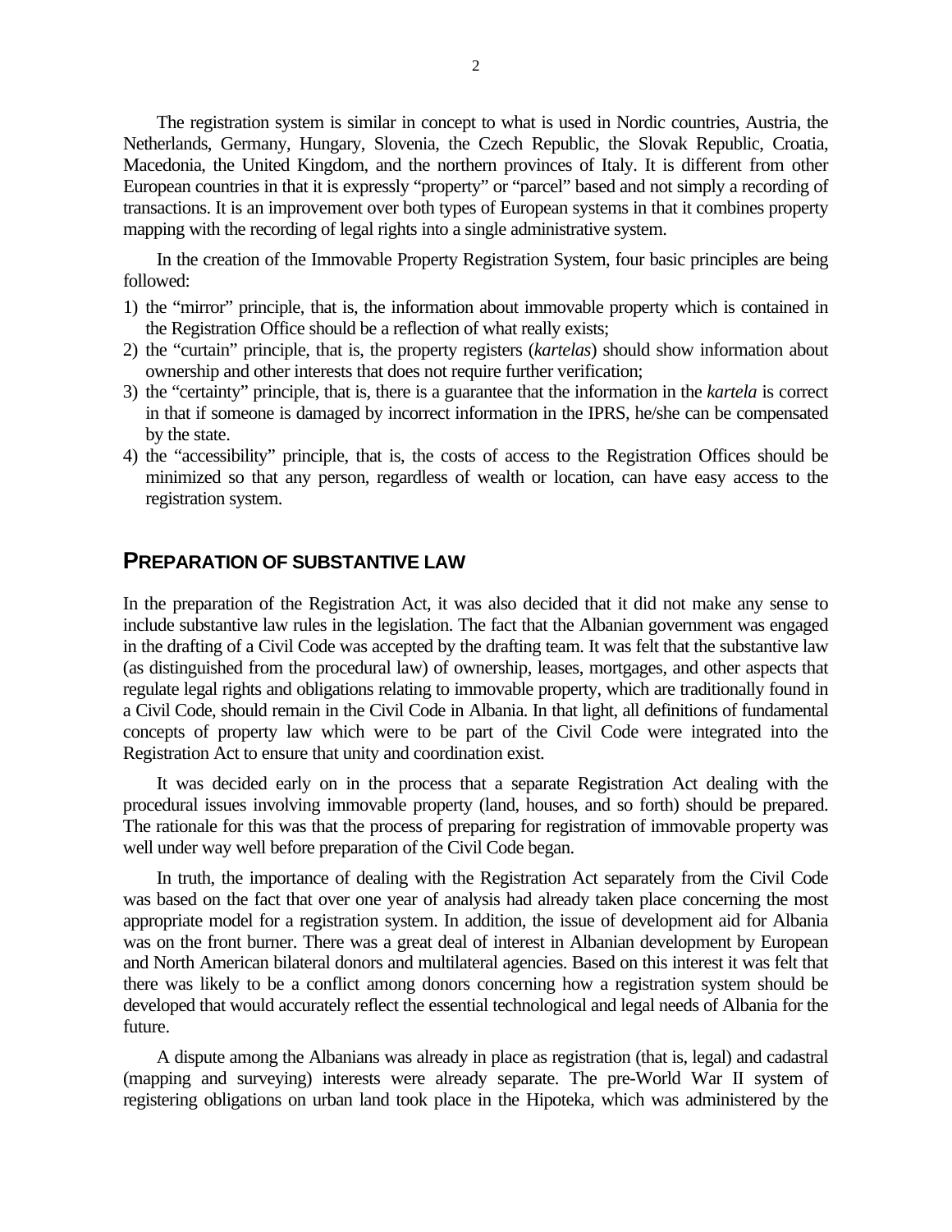The registration system is similar in concept to what is used in Nordic countries, Austria, the Netherlands, Germany, Hungary, Slovenia, the Czech Republic, the Slovak Republic, Croatia, Macedonia, the United Kingdom, and the northern provinces of Italy. It is different from other European countries in that it is expressly "property" or "parcel" based and not simply a recording of transactions. It is an improvement over both types of European systems in that it combines property mapping with the recording of legal rights into a single administrative system.

In the creation of the Immovable Property Registration System, four basic principles are being followed:

1) the "mirror" principle, that is, the information about immovable property which is contained in the Registration Office should be a reflection of what really exists;
2) the "curtain" principle, that is, the property registers (*kartelas*) should show information about ownership and other interests that does not require further verification;
3) the "certainty" principle, that is, there is a guarantee that the information in the *kartela* is correct in that if someone is damaged by incorrect information in the IPRS, he/she can be compensated by the state.
4) the "accessibility" principle, that is, the costs of access to the Registration Offices should be minimized so that any person, regardless of wealth or location, can have easy access to the registration system.

## PREPARATION OF SUBSTANTIVE LAW

In the preparation of the Registration Act, it was also decided that it did not make any sense to include substantive law rules in the legislation. The fact that the Albanian government was engaged in the drafting of a Civil Code was accepted by the drafting team. It was felt that the substantive law (as distinguished from the procedural law) of ownership, leases, mortgages, and other aspects that regulate legal rights and obligations relating to immovable property, which are traditionally found in a Civil Code, should remain in the Civil Code in Albania. In that light, all definitions of fundamental concepts of property law which were to be part of the Civil Code were integrated into the Registration Act to ensure that unity and coordination exist.

It was decided early on in the process that a separate Registration Act dealing with the procedural issues involving immovable property (land, houses, and so forth) should be prepared. The rationale for this was that the process of preparing for registration of immovable property was well under way well before preparation of the Civil Code began.

In truth, the importance of dealing with the Registration Act separately from the Civil Code was based on the fact that over one year of analysis had already taken place concerning the most appropriate model for a registration system. In addition, the issue of development aid for Albania was on the front burner. There was a great deal of interest in Albanian development by European and North American bilateral donors and multilateral agencies. Based on this interest it was felt that there was likely to be a conflict among donors concerning how a registration system should be developed that would accurately reflect the essential technological and legal needs of Albania for the future.

A dispute among the Albanians was already in place as registration (that is, legal) and cadastral (mapping and surveying) interests were already separate. The pre-World War II system of registering obligations on urban land took place in the Hipoteka, which was administered by the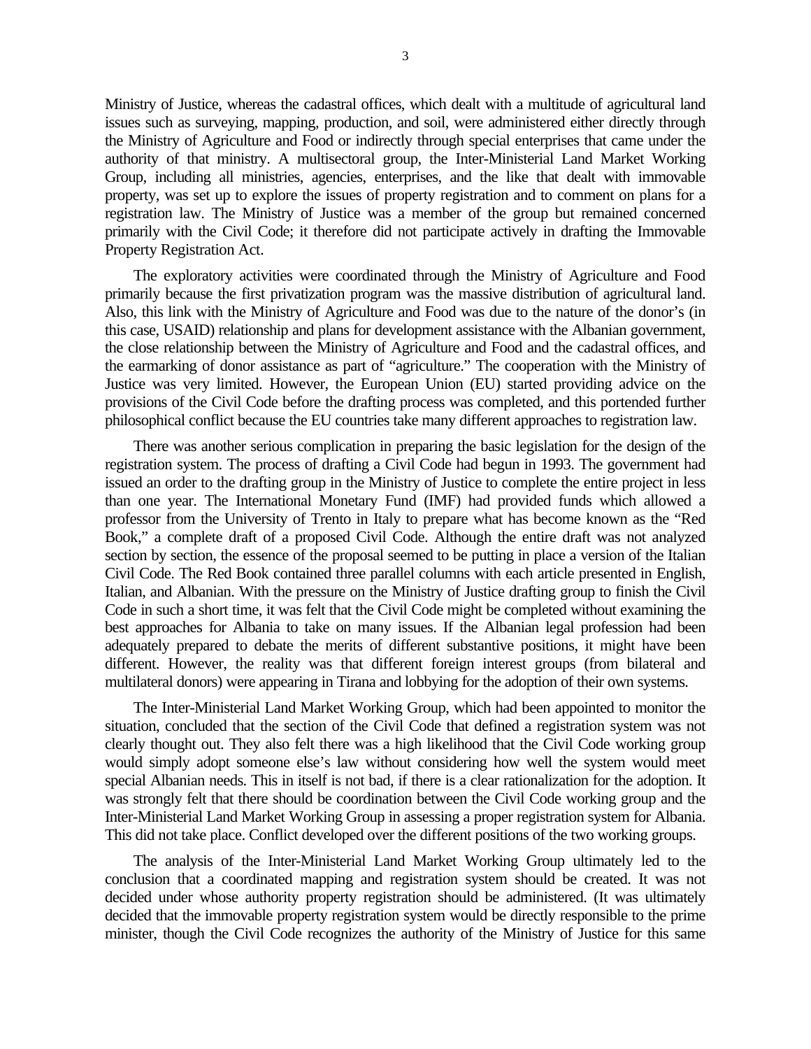Ministry of Justice, whereas the cadastral offices, which dealt with a multitude of agricultural land issues such as surveying, mapping, production, and soil, were administered either directly through the Ministry of Agriculture and Food or indirectly through special enterprises that came under the authority of that ministry. A multisectoral group, the Inter-Ministerial Land Market Working Group, including all ministries, agencies, enterprises, and the like that dealt with immovable property, was set up to explore the issues of property registration and to comment on plans for a registration law. The Ministry of Justice was a member of the group but remained concerned primarily with the Civil Code; it therefore did not participate actively in drafting the Immovable Property Registration Act.

The exploratory activities were coordinated through the Ministry of Agriculture and Food primarily because the first privatization program was the massive distribution of agricultural land. Also, this link with the Ministry of Agriculture and Food was due to the nature of the donor's (in this case, USAID) relationship and plans for development assistance with the Albanian government, the close relationship between the Ministry of Agriculture and Food and the cadastral offices, and the earmarking of donor assistance as part of "agriculture." The cooperation with the Ministry of Justice was very limited. However, the European Union (EU) started providing advice on the provisions of the Civil Code before the drafting process was completed, and this portended further philosophical conflict because the EU countries take many different approaches to registration law.

There was another serious complication in preparing the basic legislation for the design of the registration system. The process of drafting a Civil Code had begun in 1993. The government had issued an order to the drafting group in the Ministry of Justice to complete the entire project in less than one year. The International Monetary Fund (IMF) had provided funds which allowed a professor from the University of Trento in Italy to prepare what has become known as the "Red Book," a complete draft of a proposed Civil Code. Although the entire draft was not analyzed section by section, the essence of the proposal seemed to be putting in place a version of the Italian Civil Code. The Red Book contained three parallel columns with each article presented in English, Italian, and Albanian. With the pressure on the Ministry of Justice drafting group to finish the Civil Code in such a short time, it was felt that the Civil Code might be completed without examining the best approaches for Albania to take on many issues. If the Albanian legal profession had been adequately prepared to debate the merits of different substantive positions, it might have been different. However, the reality was that different foreign interest groups (from bilateral and multilateral donors) were appearing in Tirana and lobbying for the adoption of their own systems.

The Inter-Ministerial Land Market Working Group, which had been appointed to monitor the situation, concluded that the section of the Civil Code that defined a registration system was not clearly thought out. They also felt there was a high likelihood that the Civil Code working group would simply adopt someone else's law without considering how well the system would meet special Albanian needs. This in itself is not bad, if there is a clear rationalization for the adoption. It was strongly felt that there should be coordination between the Civil Code working group and the Inter-Ministerial Land Market Working Group in assessing a proper registration system for Albania. This did not take place. Conflict developed over the different positions of the two working groups.

The analysis of the Inter-Ministerial Land Market Working Group ultimately led to the conclusion that a coordinated mapping and registration system should be created. It was not decided under whose authority property registration should be administered. (It was ultimately decided that the immovable property registration system would be directly responsible to the prime minister, though the Civil Code recognizes the authority of the Ministry of Justice for this same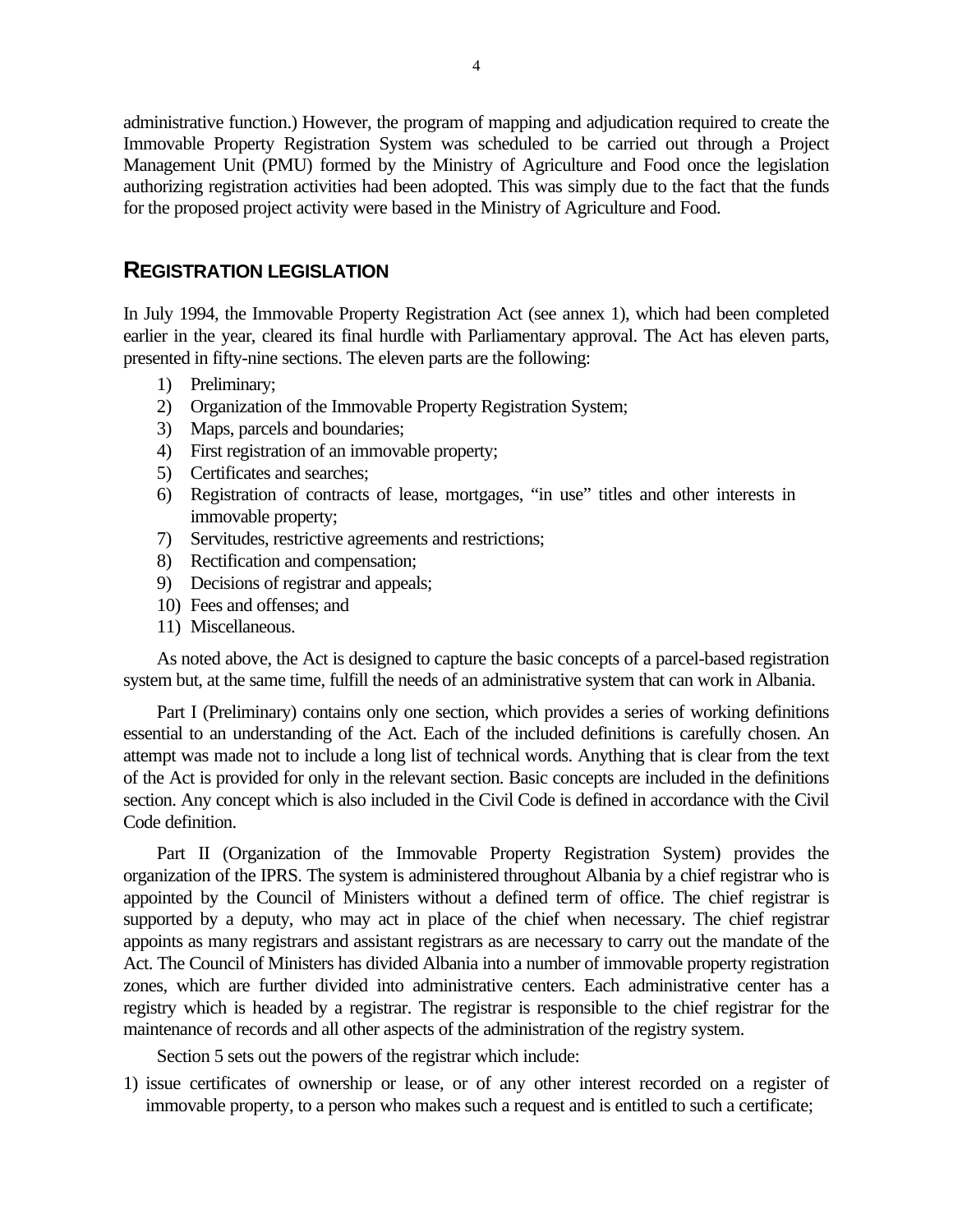administrative function.) However, the program of mapping and adjudication required to create the Immovable Property Registration System was scheduled to be carried out through a Project Management Unit (PMU) formed by the Ministry of Agriculture and Food once the legislation authorizing registration activities had been adopted. This was simply due to the fact that the funds for the proposed project activity were based in the Ministry of Agriculture and Food.

## REGISTRATION LEGISLATION

In July 1994, the Immovable Property Registration Act (see annex 1), which had been completed earlier in the year, cleared its final hurdle with Parliamentary approval. The Act has eleven parts, presented in fifty-nine sections. The eleven parts are the following:

1) Preliminary;
2) Organization of the Immovable Property Registration System;
3) Maps, parcels and boundaries;
4) First registration of an immovable property;
5) Certificates and searches;
6) Registration of contracts of lease, mortgages, "in use" titles and other interests in immovable property;
7) Servitudes, restrictive agreements and restrictions;
8) Rectification and compensation;
9) Decisions of registrar and appeals;
10) Fees and offenses; and
11) Miscellaneous.

As noted above, the Act is designed to capture the basic concepts of a parcel-based registration system but, at the same time, fulfill the needs of an administrative system that can work in Albania.

Part I (Preliminary) contains only one section, which provides a series of working definitions essential to an understanding of the Act. Each of the included definitions is carefully chosen. An attempt was made not to include a long list of technical words. Anything that is clear from the text of the Act is provided for only in the relevant section. Basic concepts are included in the definitions section. Any concept which is also included in the Civil Code is defined in accordance with the Civil Code definition.

Part II (Organization of the Immovable Property Registration System) provides the organization of the IPRS. The system is administered throughout Albania by a chief registrar who is appointed by the Council of Ministers without a defined term of office. The chief registrar is supported by a deputy, who may act in place of the chief when necessary. The chief registrar appoints as many registrars and assistant registrars as are necessary to carry out the mandate of the Act. The Council of Ministers has divided Albania into a number of immovable property registration zones, which are further divided into administrative centers. Each administrative center has a registry which is headed by a registrar. The registrar is responsible to the chief registrar for the maintenance of records and all other aspects of the administration of the registry system.

Section 5 sets out the powers of the registrar which include:

1) issue certificates of ownership or lease, or of any other interest recorded on a register of immovable property, to a person who makes such a request and is entitled to such a certificate;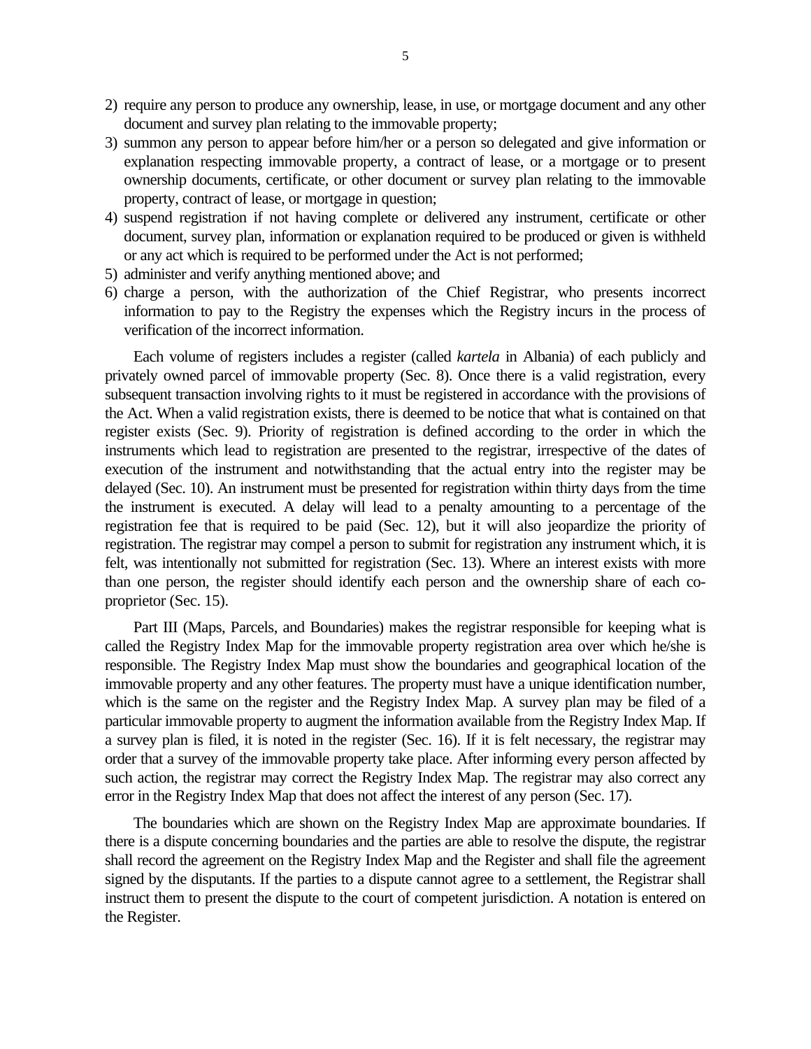2) require any person to produce any ownership, lease, in use, or mortgage document and any other document and survey plan relating to the immovable property;
3) summon any person to appear before him/her or a person so delegated and give information or explanation respecting immovable property, a contract of lease, or a mortgage or to present ownership documents, certificate, or other document or survey plan relating to the immovable property, contract of lease, or mortgage in question;
4) suspend registration if not having complete or delivered any instrument, certificate or other document, survey plan, information or explanation required to be produced or given is withheld or any act which is required to be performed under the Act is not performed;
5) administer and verify anything mentioned above; and
6) charge a person, with the authorization of the Chief Registrar, who presents incorrect information to pay to the Registry the expenses which the Registry incurs in the process of verification of the incorrect information.

Each volume of registers includes a register (called *kartela* in Albania) of each publicly and privately owned parcel of immovable property (Sec. 8). Once there is a valid registration, every subsequent transaction involving rights to it must be registered in accordance with the provisions of the Act. When a valid registration exists, there is deemed to be notice that what is contained on that register exists (Sec. 9). Priority of registration is defined according to the order in which the instruments which lead to registration are presented to the registrar, irrespective of the dates of execution of the instrument and notwithstanding that the actual entry into the register may be delayed (Sec. 10). An instrument must be presented for registration within thirty days from the time the instrument is executed. A delay will lead to a penalty amounting to a percentage of the registration fee that is required to be paid (Sec. 12), but it will also jeopardize the priority of registration. The registrar may compel a person to submit for registration any instrument which, it is felt, was intentionally not submitted for registration (Sec. 13). Where an interest exists with more than one person, the register should identify each person and the ownership share of each co-proprietor (Sec. 15).

Part III (Maps, Parcels, and Boundaries) makes the registrar responsible for keeping what is called the Registry Index Map for the immovable property registration area over which he/she is responsible. The Registry Index Map must show the boundaries and geographical location of the immovable property and any other features. The property must have a unique identification number, which is the same on the register and the Registry Index Map. A survey plan may be filed of a particular immovable property to augment the information available from the Registry Index Map. If a survey plan is filed, it is noted in the register (Sec. 16). If it is felt necessary, the registrar may order that a survey of the immovable property take place. After informing every person affected by such action, the registrar may correct the Registry Index Map. The registrar may also correct any error in the Registry Index Map that does not affect the interest of any person (Sec. 17).

The boundaries which are shown on the Registry Index Map are approximate boundaries. If there is a dispute concerning boundaries and the parties are able to resolve the dispute, the registrar shall record the agreement on the Registry Index Map and the Register and shall file the agreement signed by the disputants. If the parties to a dispute cannot agree to a settlement, the Registrar shall instruct them to present the dispute to the court of competent jurisdiction. A notation is entered on the Register.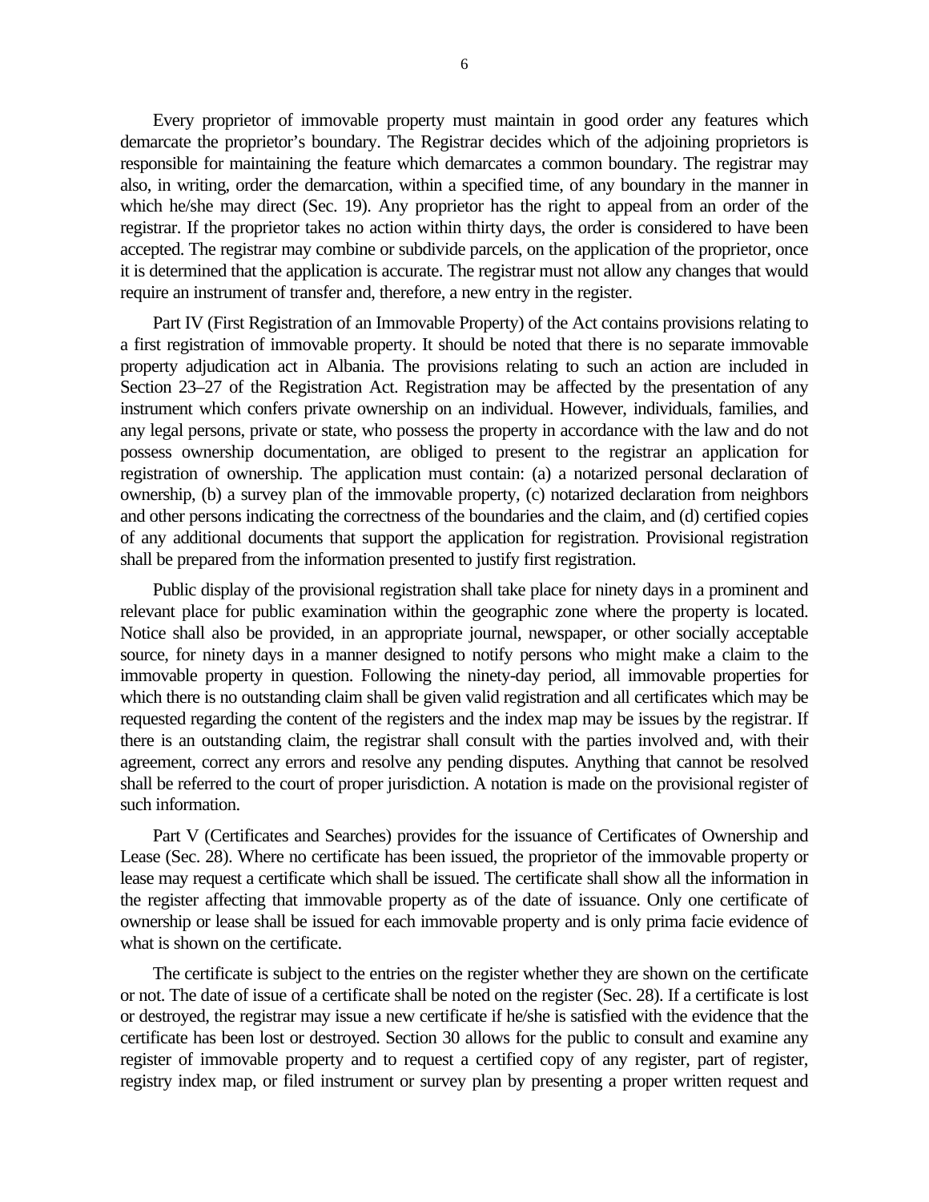Every proprietor of immovable property must maintain in good order any features which demarcate the proprietor's boundary. The Registrar decides which of the adjoining proprietors is responsible for maintaining the feature which demarcates a common boundary. The registrar may also, in writing, order the demarcation, within a specified time, of any boundary in the manner in which he/she may direct (Sec. 19). Any proprietor has the right to appeal from an order of the registrar. If the proprietor takes no action within thirty days, the order is considered to have been accepted. The registrar may combine or subdivide parcels, on the application of the proprietor, once it is determined that the application is accurate. The registrar must not allow any changes that would require an instrument of transfer and, therefore, a new entry in the register.

Part IV (First Registration of an Immovable Property) of the Act contains provisions relating to a first registration of immovable property. It should be noted that there is no separate immovable property adjudication act in Albania. The provisions relating to such an action are included in Section 23–27 of the Registration Act. Registration may be affected by the presentation of any instrument which confers private ownership on an individual. However, individuals, families, and any legal persons, private or state, who possess the property in accordance with the law and do not possess ownership documentation, are obliged to present to the registrar an application for registration of ownership. The application must contain: (a) a notarized personal declaration of ownership, (b) a survey plan of the immovable property, (c) notarized declaration from neighbors and other persons indicating the correctness of the boundaries and the claim, and (d) certified copies of any additional documents that support the application for registration. Provisional registration shall be prepared from the information presented to justify first registration.

Public display of the provisional registration shall take place for ninety days in a prominent and relevant place for public examination within the geographic zone where the property is located. Notice shall also be provided, in an appropriate journal, newspaper, or other socially acceptable source, for ninety days in a manner designed to notify persons who might make a claim to the immovable property in question. Following the ninety-day period, all immovable properties for which there is no outstanding claim shall be given valid registration and all certificates which may be requested regarding the content of the registers and the index map may be issues by the registrar. If there is an outstanding claim, the registrar shall consult with the parties involved and, with their agreement, correct any errors and resolve any pending disputes. Anything that cannot be resolved shall be referred to the court of proper jurisdiction. A notation is made on the provisional register of such information.

Part V (Certificates and Searches) provides for the issuance of Certificates of Ownership and Lease (Sec. 28). Where no certificate has been issued, the proprietor of the immovable property or lease may request a certificate which shall be issued. The certificate shall show all the information in the register affecting that immovable property as of the date of issuance. Only one certificate of ownership or lease shall be issued for each immovable property and is only prima facie evidence of what is shown on the certificate.

The certificate is subject to the entries on the register whether they are shown on the certificate or not. The date of issue of a certificate shall be noted on the register (Sec. 28). If a certificate is lost or destroyed, the registrar may issue a new certificate if he/she is satisfied with the evidence that the certificate has been lost or destroyed. Section 30 allows for the public to consult and examine any register of immovable property and to request a certified copy of any register, part of register, registry index map, or filed instrument or survey plan by presenting a proper written request and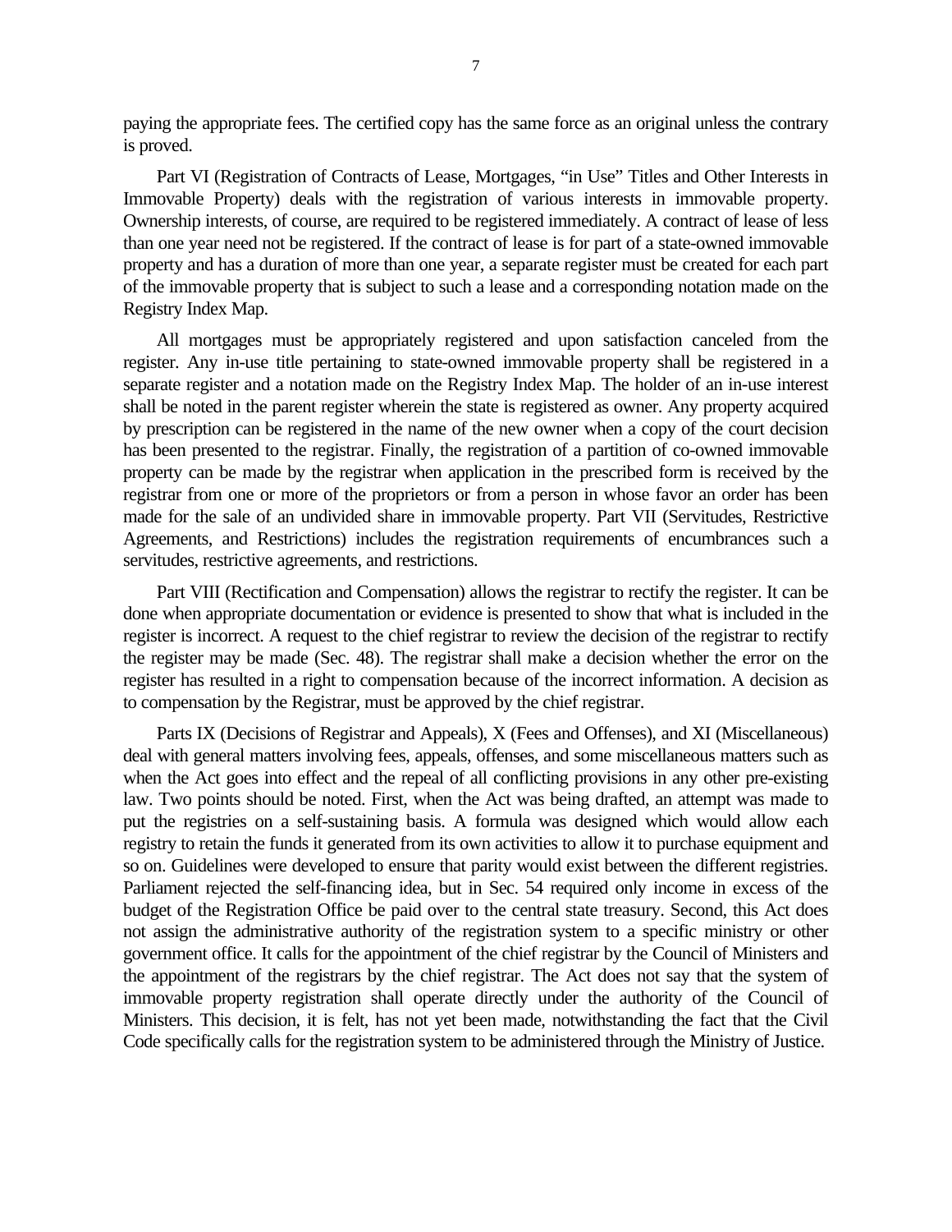paying the appropriate fees. The certified copy has the same force as an original unless the contrary is proved.

Part VI (Registration of Contracts of Lease, Mortgages, "in Use" Titles and Other Interests in Immovable Property) deals with the registration of various interests in immovable property. Ownership interests, of course, are required to be registered immediately. A contract of lease of less than one year need not be registered. If the contract of lease is for part of a state-owned immovable property and has a duration of more than one year, a separate register must be created for each part of the immovable property that is subject to such a lease and a corresponding notation made on the Registry Index Map.

All mortgages must be appropriately registered and upon satisfaction canceled from the register. Any in-use title pertaining to state-owned immovable property shall be registered in a separate register and a notation made on the Registry Index Map. The holder of an in-use interest shall be noted in the parent register wherein the state is registered as owner. Any property acquired by prescription can be registered in the name of the new owner when a copy of the court decision has been presented to the registrar. Finally, the registration of a partition of co-owned immovable property can be made by the registrar when application in the prescribed form is received by the registrar from one or more of the proprietors or from a person in whose favor an order has been made for the sale of an undivided share in immovable property. Part VII (Servitudes, Restrictive Agreements, and Restrictions) includes the registration requirements of encumbrances such a servitudes, restrictive agreements, and restrictions.

Part VIII (Rectification and Compensation) allows the registrar to rectify the register. It can be done when appropriate documentation or evidence is presented to show that what is included in the register is incorrect. A request to the chief registrar to review the decision of the registrar to rectify the register may be made (Sec. 48). The registrar shall make a decision whether the error on the register has resulted in a right to compensation because of the incorrect information. A decision as to compensation by the Registrar, must be approved by the chief registrar.

Parts IX (Decisions of Registrar and Appeals), X (Fees and Offenses), and XI (Miscellaneous) deal with general matters involving fees, appeals, offenses, and some miscellaneous matters such as when the Act goes into effect and the repeal of all conflicting provisions in any other pre-existing law. Two points should be noted. First, when the Act was being drafted, an attempt was made to put the registries on a self-sustaining basis. A formula was designed which would allow each registry to retain the funds it generated from its own activities to allow it to purchase equipment and so on. Guidelines were developed to ensure that parity would exist between the different registries. Parliament rejected the self-financing idea, but in Sec. 54 required only income in excess of the budget of the Registration Office be paid over to the central state treasury. Second, this Act does not assign the administrative authority of the registration system to a specific ministry or other government office. It calls for the appointment of the chief registrar by the Council of Ministers and the appointment of the registrars by the chief registrar. The Act does not say that the system of immovable property registration shall operate directly under the authority of the Council of Ministers. This decision, it is felt, has not yet been made, notwithstanding the fact that the Civil Code specifically calls for the registration system to be administered through the Ministry of Justice.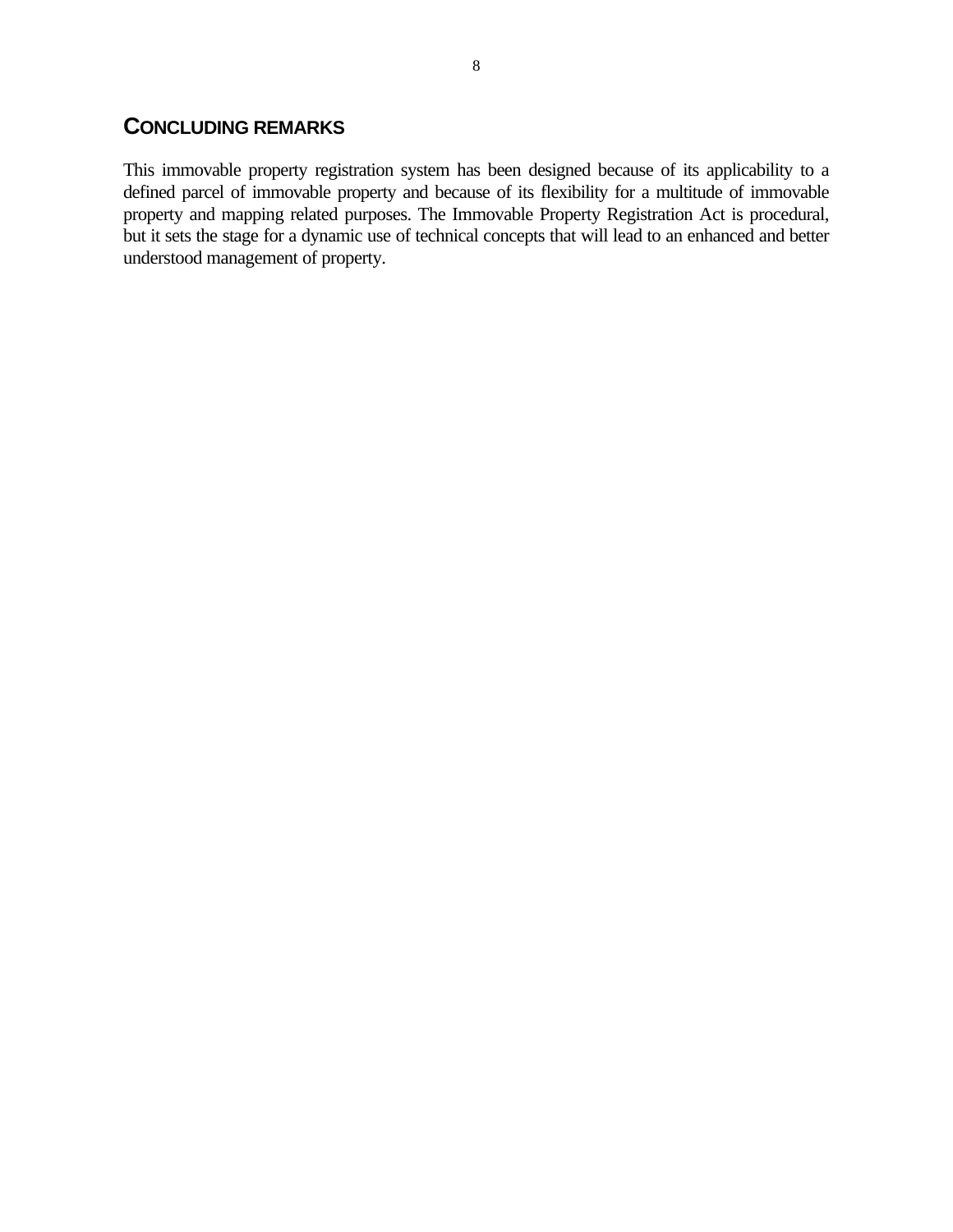## CONCLUDING REMARKS

This immovable property registration system has been designed because of its applicability to a defined parcel of immovable property and because of its flexibility for a multitude of immovable property and mapping related purposes. The Immovable Property Registration Act is procedural, but it sets the stage for a dynamic use of technical concepts that will lead to an enhanced and better understood management of property.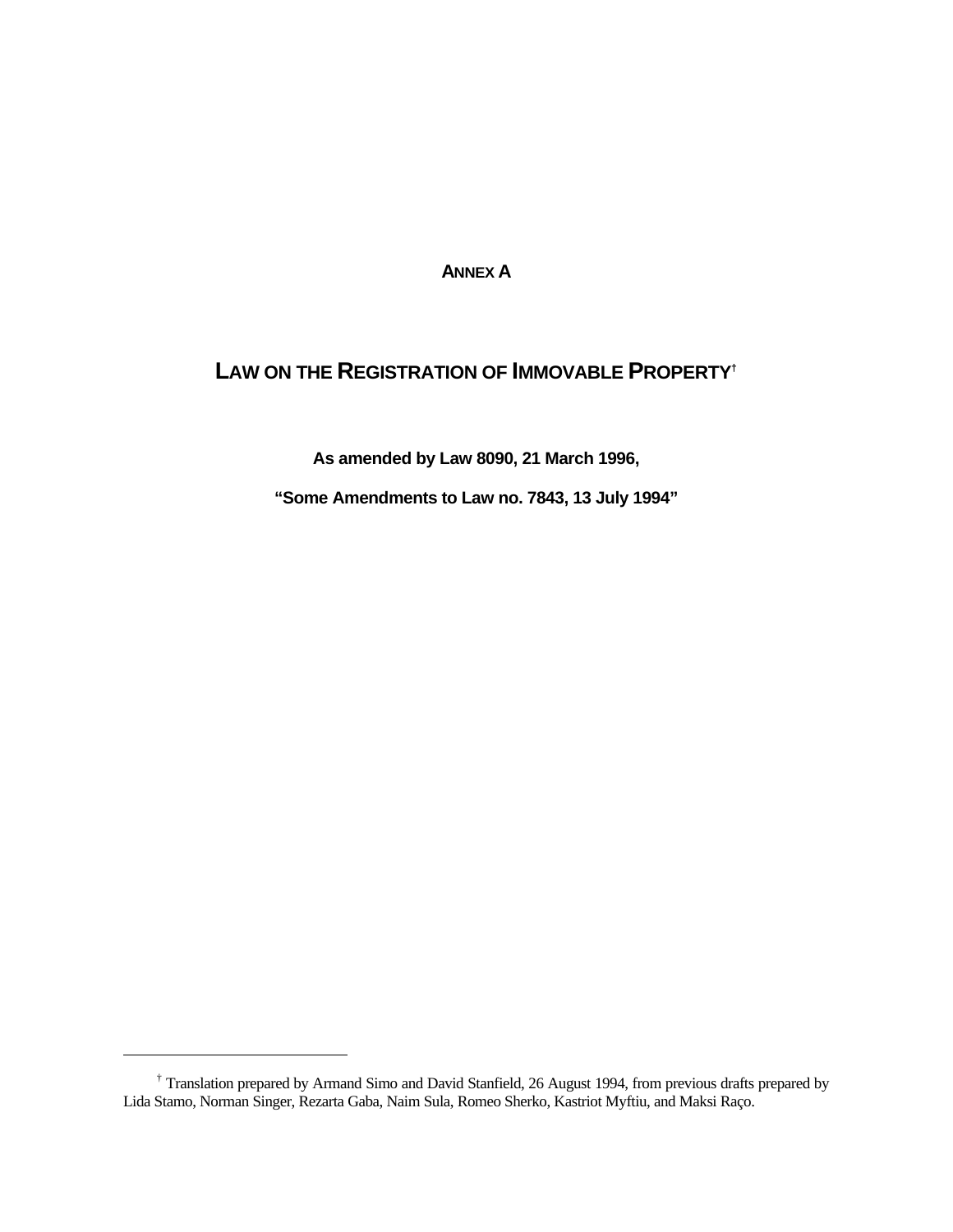# ANNEX A

## LAW ON THE REGISTRATION OF IMMOVABLE PROPERTY[†]

**As amended by Law 8090, 21 March 1996,**

**"Some Amendments to Law no. 7843, 13 July 1994"**

---

[†] Translation prepared by Armand Simo and David Stanfield, 26 August 1994, from previous drafts prepared by Lida Stamo, Norman Singer, Rezarta Gaba, Naim Sula, Romeo Sherko, Kastriot Myftiu, and Maksi Raço.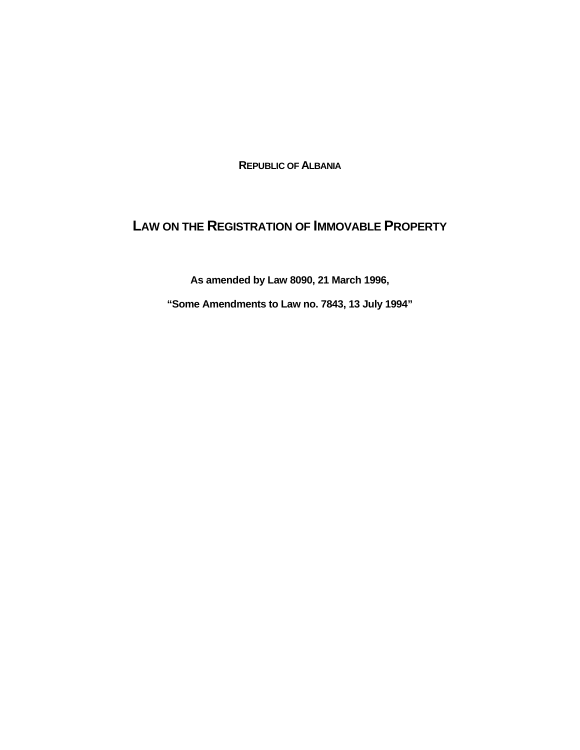**REPUBLIC OF ALBANIA**

# LAW ON THE REGISTRATION OF IMMOVABLE PROPERTY

**As amended by Law 8090, 21 March 1996,**

**"Some Amendments to Law no. 7843, 13 July 1994"**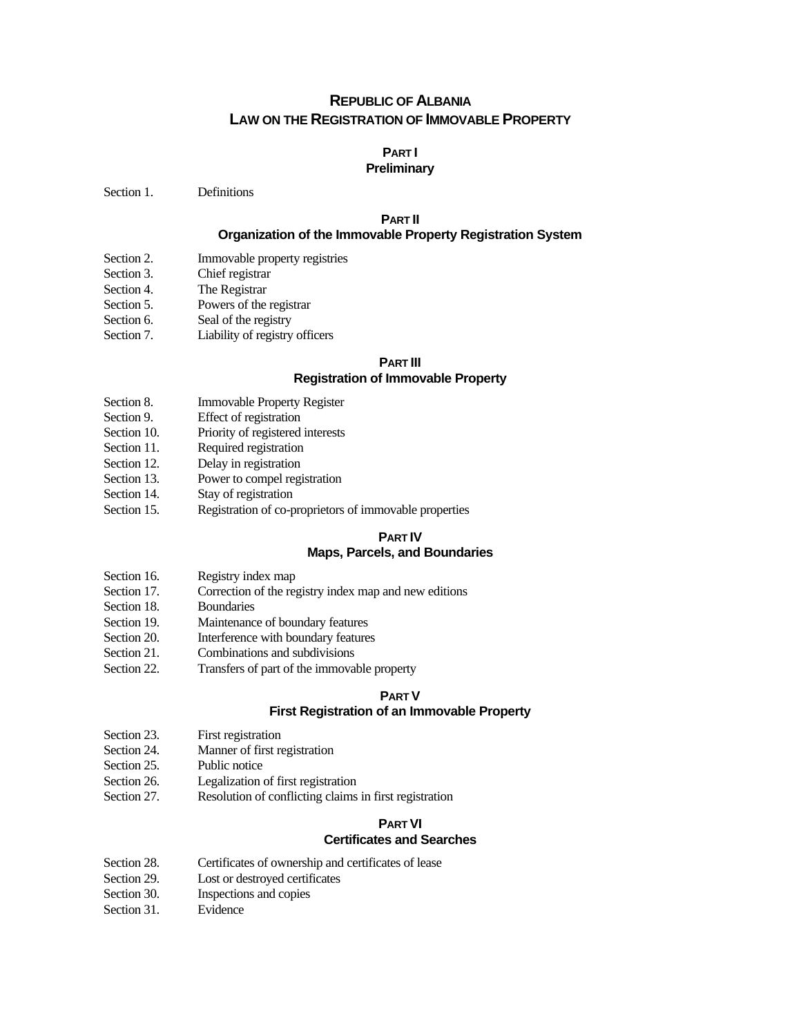# REPUBLIC OF ALBANIA
# LAW ON THE REGISTRATION OF IMMOVABLE PROPERTY

## PART I
## Preliminary

Section 1. Definitions

## PART II
## Organization of the Immovable Property Registration System

Section 2. Immovable property registries
Section 3. Chief registrar
Section 4. The Registrar
Section 5. Powers of the registrar
Section 6. Seal of the registry
Section 7. Liability of registry officers

## PART III
## Registration of Immovable Property

Section 8. Immovable Property Register
Section 9. Effect of registration
Section 10. Priority of registered interests
Section 11. Required registration
Section 12. Delay in registration
Section 13. Power to compel registration
Section 14. Stay of registration
Section 15. Registration of co-proprietors of immovable properties

## PART IV
## Maps, Parcels, and Boundaries

Section 16. Registry index map
Section 17. Correction of the registry index map and new editions
Section 18. Boundaries
Section 19. Maintenance of boundary features
Section 20. Interference with boundary features
Section 21. Combinations and subdivisions
Section 22. Transfers of part of the immovable property

## PART V
## First Registration of an Immovable Property

Section 23. First registration
Section 24. Manner of first registration
Section 25. Public notice
Section 26. Legalization of first registration
Section 27. Resolution of conflicting claims in first registration

## PART VI
## Certificates and Searches

Section 28. Certificates of ownership and certificates of lease
Section 29. Lost or destroyed certificates
Section 30. Inspections and copies
Section 31. Evidence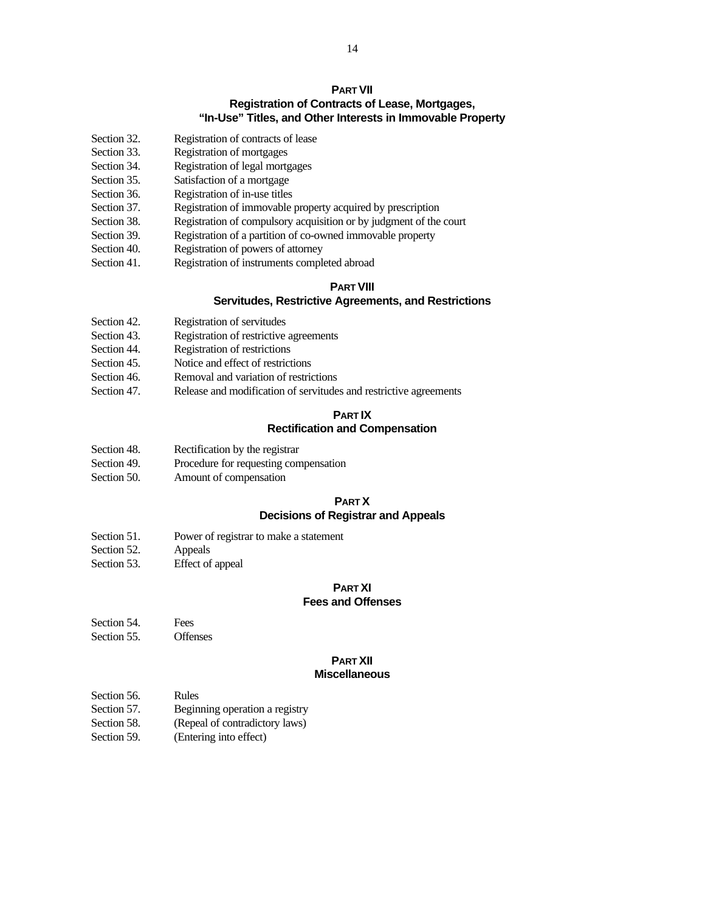## PART VII

## Registration of Contracts of Lease, Mortgages, "In-Use" Titles, and Other Interests in Immovable Property

| | |
|---|---|
| Section 32. | Registration of contracts of lease |
| Section 33. | Registration of mortgages |
| Section 34. | Registration of legal mortgages |
| Section 35. | Satisfaction of a mortgage |
| Section 36. | Registration of in-use titles |
| Section 37. | Registration of immovable property acquired by prescription |
| Section 38. | Registration of compulsory acquisition or by judgment of the court |
| Section 39. | Registration of a partition of co-owned immovable property |
| Section 40. | Registration of powers of attorney |
| Section 41. | Registration of instruments completed abroad |

## PART VIII

## Servitudes, Restrictive Agreements, and Restrictions

| | |
|---|---|
| Section 42. | Registration of servitudes |
| Section 43. | Registration of restrictive agreements |
| Section 44. | Registration of restrictions |
| Section 45. | Notice and effect of restrictions |
| Section 46. | Removal and variation of restrictions |
| Section 47. | Release and modification of servitudes and restrictive agreements |

## PART IX

## Rectification and Compensation

| | |
|---|---|
| Section 48. | Rectification by the registrar |
| Section 49. | Procedure for requesting compensation |
| Section 50. | Amount of compensation |

## PART X

## Decisions of Registrar and Appeals

| | |
|---|---|
| Section 51. | Power of registrar to make a statement |
| Section 52. | Appeals |
| Section 53. | Effect of appeal |

## PART XI

## Fees and Offenses

| | |
|---|---|
| Section 54. | Fees |
| Section 55. | Offenses |

## PART XII

## Miscellaneous

| | |
|---|---|
| Section 56. | Rules |
| Section 57. | Beginning operation a registry |
| Section 58. | (Repeal of contradictory laws) |
| Section 59. | (Entering into effect) |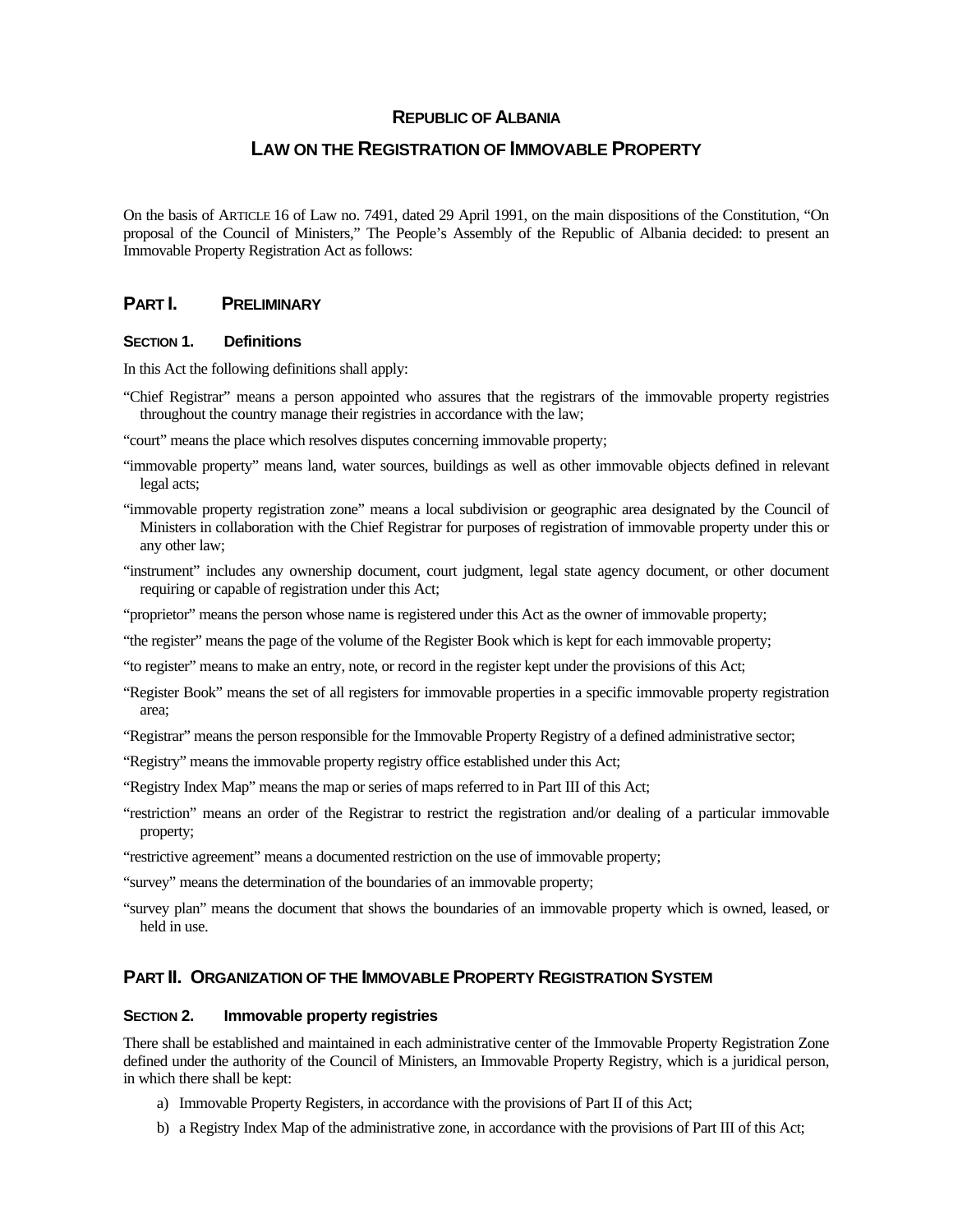# REPUBLIC OF ALBANIA

# LAW ON THE REGISTRATION OF IMMOVABLE PROPERTY

On the basis of ARTICLE 16 of Law no. 7491, dated 29 April 1991, on the main dispositions of the Constitution, "On proposal of the Council of Ministers," The People's Assembly of the Republic of Albania decided: to present an Immovable Property Registration Act as follows:

## PART I. PRELIMINARY

### SECTION 1. Definitions

In this Act the following definitions shall apply:

"Chief Registrar" means a person appointed who assures that the registrars of the immovable property registries throughout the country manage their registries in accordance with the law;

"court" means the place which resolves disputes concerning immovable property;

"immovable property" means land, water sources, buildings as well as other immovable objects defined in relevant legal acts;

"immovable property registration zone" means a local subdivision or geographic area designated by the Council of Ministers in collaboration with the Chief Registrar for purposes of registration of immovable property under this or any other law;

"instrument" includes any ownership document, court judgment, legal state agency document, or other document requiring or capable of registration under this Act;

"proprietor" means the person whose name is registered under this Act as the owner of immovable property;

"the register" means the page of the volume of the Register Book which is kept for each immovable property;

"to register" means to make an entry, note, or record in the register kept under the provisions of this Act;

"Register Book" means the set of all registers for immovable properties in a specific immovable property registration area;

"Registrar" means the person responsible for the Immovable Property Registry of a defined administrative sector;

"Registry" means the immovable property registry office established under this Act;

"Registry Index Map" means the map or series of maps referred to in Part III of this Act;

"restriction" means an order of the Registrar to restrict the registration and/or dealing of a particular immovable property;

"restrictive agreement" means a documented restriction on the use of immovable property;

"survey" means the determination of the boundaries of an immovable property;

"survey plan" means the document that shows the boundaries of an immovable property which is owned, leased, or held in use.

## PART II. ORGANIZATION OF THE IMMOVABLE PROPERTY REGISTRATION SYSTEM

### SECTION 2. Immovable property registries

There shall be established and maintained in each administrative center of the Immovable Property Registration Zone defined under the authority of the Council of Ministers, an Immovable Property Registry, which is a juridical person, in which there shall be kept:

a) Immovable Property Registers, in accordance with the provisions of Part II of this Act;
b) a Registry Index Map of the administrative zone, in accordance with the provisions of Part III of this Act;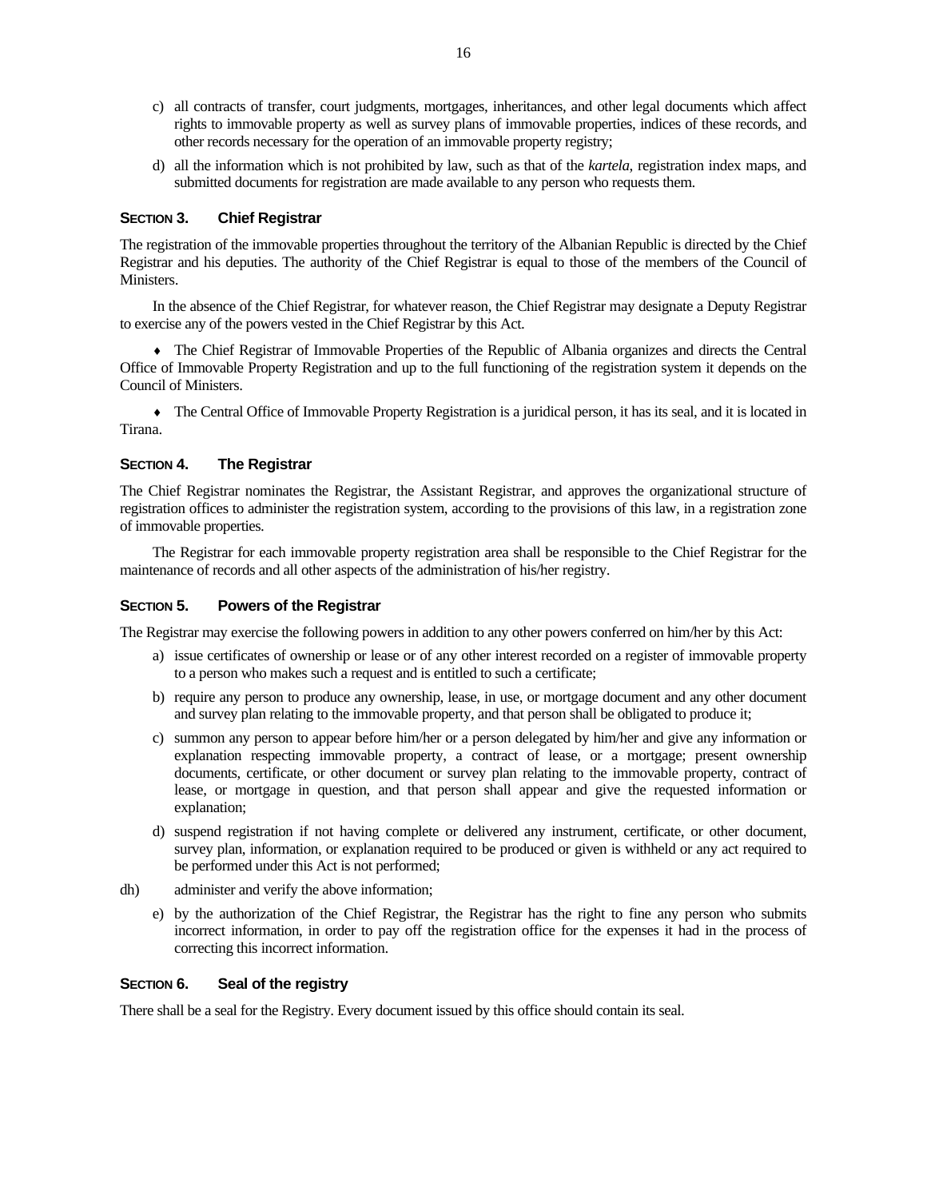c) all contracts of transfer, court judgments, mortgages, inheritances, and other legal documents which affect rights to immovable property as well as survey plans of immovable properties, indices of these records, and other records necessary for the operation of an immovable property registry;

d) all the information which is not prohibited by law, such as that of the *kartela*, registration index maps, and submitted documents for registration are made available to any person who requests them.

### SECTION 3. Chief Registrar

The registration of the immovable properties throughout the territory of the Albanian Republic is directed by the Chief Registrar and his deputies. The authority of the Chief Registrar is equal to those of the members of the Council of Ministers.

In the absence of the Chief Registrar, for whatever reason, the Chief Registrar may designate a Deputy Registrar to exercise any of the powers vested in the Chief Registrar by this Act.

♦ The Chief Registrar of Immovable Properties of the Republic of Albania organizes and directs the Central Office of Immovable Property Registration and up to the full functioning of the registration system it depends on the Council of Ministers.

♦ The Central Office of Immovable Property Registration is a juridical person, it has its seal, and it is located in Tirana.

### SECTION 4. The Registrar

The Chief Registrar nominates the Registrar, the Assistant Registrar, and approves the organizational structure of registration offices to administer the registration system, according to the provisions of this law, in a registration zone of immovable properties.

The Registrar for each immovable property registration area shall be responsible to the Chief Registrar for the maintenance of records and all other aspects of the administration of his/her registry.

### SECTION 5. Powers of the Registrar

The Registrar may exercise the following powers in addition to any other powers conferred on him/her by this Act:

a) issue certificates of ownership or lease or of any other interest recorded on a register of immovable property to a person who makes such a request and is entitled to such a certificate;

b) require any person to produce any ownership, lease, in use, or mortgage document and any other document and survey plan relating to the immovable property, and that person shall be obligated to produce it;

c) summon any person to appear before him/her or a person delegated by him/her and give any information or explanation respecting immovable property, a contract of lease, or a mortgage; present ownership documents, certificate, or other document or survey plan relating to the immovable property, contract of lease, or mortgage in question, and that person shall appear and give the requested information or explanation;

d) suspend registration if not having complete or delivered any instrument, certificate, or other document, survey plan, information, or explanation required to be produced or given is withheld or any act required to be performed under this Act is not performed;

dh) administer and verify the above information;

e) by the authorization of the Chief Registrar, the Registrar has the right to fine any person who submits incorrect information, in order to pay off the registration office for the expenses it had in the process of correcting this incorrect information.

### SECTION 6. Seal of the registry

There shall be a seal for the Registry. Every document issued by this office should contain its seal.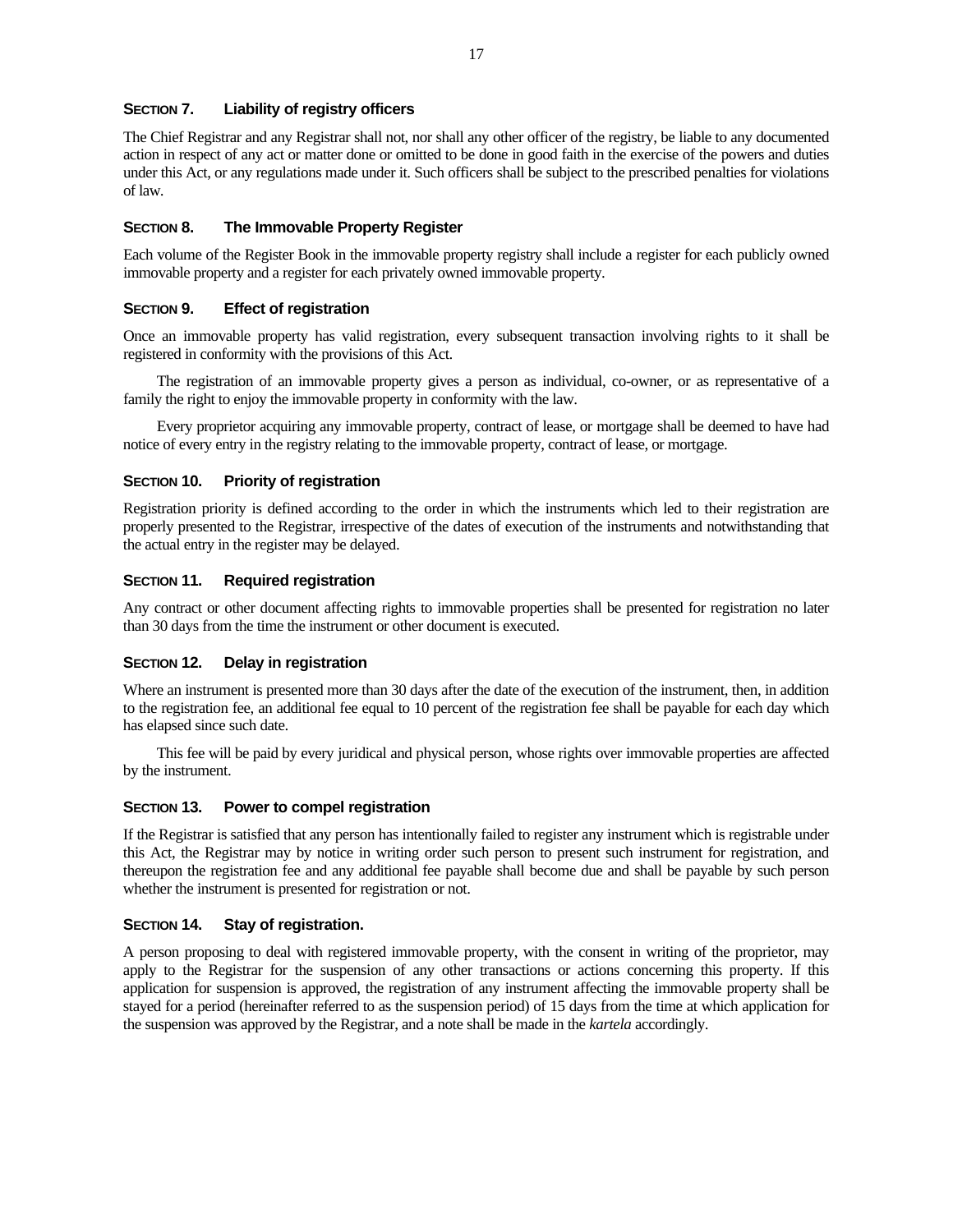### **Section 7. Liability of registry officers**

The Chief Registrar and any Registrar shall not, nor shall any other officer of the registry, be liable to any documented action in respect of any act or matter done or omitted to be done in good faith in the exercise of the powers and duties under this Act, or any regulations made under it. Such officers shall be subject to the prescribed penalties for violations of law.

### **Section 8. The Immovable Property Register**

Each volume of the Register Book in the immovable property registry shall include a register for each publicly owned immovable property and a register for each privately owned immovable property.

### **Section 9. Effect of registration**

Once an immovable property has valid registration, every subsequent transaction involving rights to it shall be registered in conformity with the provisions of this Act.

The registration of an immovable property gives a person as individual, co-owner, or as representative of a family the right to enjoy the immovable property in conformity with the law.

Every proprietor acquiring any immovable property, contract of lease, or mortgage shall be deemed to have had notice of every entry in the registry relating to the immovable property, contract of lease, or mortgage.

### **Section 10. Priority of registration**

Registration priority is defined according to the order in which the instruments which led to their registration are properly presented to the Registrar, irrespective of the dates of execution of the instruments and notwithstanding that the actual entry in the register may be delayed.

### **Section 11. Required registration**

Any contract or other document affecting rights to immovable properties shall be presented for registration no later than 30 days from the time the instrument or other document is executed.

### **Section 12. Delay in registration**

Where an instrument is presented more than 30 days after the date of the execution of the instrument, then, in addition to the registration fee, an additional fee equal to 10 percent of the registration fee shall be payable for each day which has elapsed since such date.

This fee will be paid by every juridical and physical person, whose rights over immovable properties are affected by the instrument.

### **Section 13. Power to compel registration**

If the Registrar is satisfied that any person has intentionally failed to register any instrument which is registrable under this Act, the Registrar may by notice in writing order such person to present such instrument for registration, and thereupon the registration fee and any additional fee payable shall become due and shall be payable by such person whether the instrument is presented for registration or not.

### **Section 14. Stay of registration.**

A person proposing to deal with registered immovable property, with the consent in writing of the proprietor, may apply to the Registrar for the suspension of any other transactions or actions concerning this property. If this application for suspension is approved, the registration of any instrument affecting the immovable property shall be stayed for a period (hereinafter referred to as the suspension period) of 15 days from the time at which application for the suspension was approved by the Registrar, and a note shall be made in the *kartela* accordingly.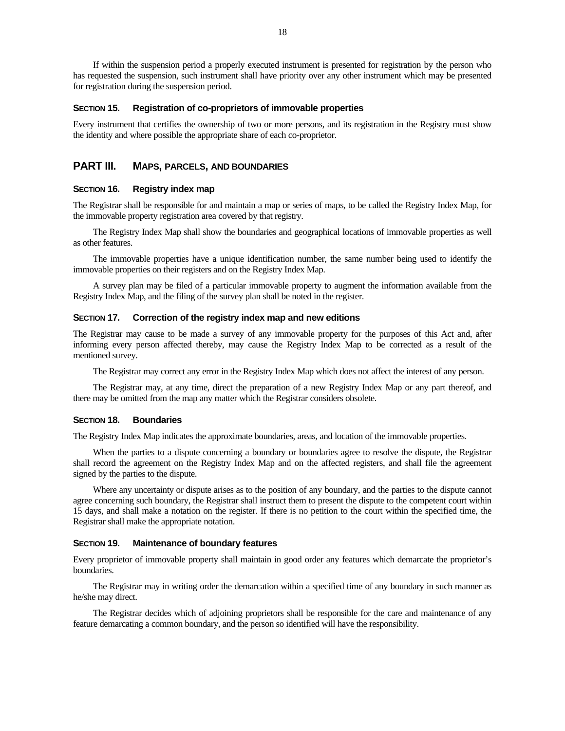If within the suspension period a properly executed instrument is presented for registration by the person who has requested the suspension, such instrument shall have priority over any other instrument which may be presented for registration during the suspension period.

### SECTION 15. Registration of co-proprietors of immovable properties

Every instrument that certifies the ownership of two or more persons, and its registration in the Registry must show the identity and where possible the appropriate share of each co-proprietor.

## PART III. MAPS, PARCELS, AND BOUNDARIES

### SECTION 16. Registry index map

The Registrar shall be responsible for and maintain a map or series of maps, to be called the Registry Index Map, for the immovable property registration area covered by that registry.

The Registry Index Map shall show the boundaries and geographical locations of immovable properties as well as other features.

The immovable properties have a unique identification number, the same number being used to identify the immovable properties on their registers and on the Registry Index Map.

A survey plan may be filed of a particular immovable property to augment the information available from the Registry Index Map, and the filing of the survey plan shall be noted in the register.

### SECTION 17. Correction of the registry index map and new editions

The Registrar may cause to be made a survey of any immovable property for the purposes of this Act and, after informing every person affected thereby, may cause the Registry Index Map to be corrected as a result of the mentioned survey.

The Registrar may correct any error in the Registry Index Map which does not affect the interest of any person.

The Registrar may, at any time, direct the preparation of a new Registry Index Map or any part thereof, and there may be omitted from the map any matter which the Registrar considers obsolete.

### SECTION 18. Boundaries

The Registry Index Map indicates the approximate boundaries, areas, and location of the immovable properties.

When the parties to a dispute concerning a boundary or boundaries agree to resolve the dispute, the Registrar shall record the agreement on the Registry Index Map and on the affected registers, and shall file the agreement signed by the parties to the dispute.

Where any uncertainty or dispute arises as to the position of any boundary, and the parties to the dispute cannot agree concerning such boundary, the Registrar shall instruct them to present the dispute to the competent court within 15 days, and shall make a notation on the register. If there is no petition to the court within the specified time, the Registrar shall make the appropriate notation.

### SECTION 19. Maintenance of boundary features

Every proprietor of immovable property shall maintain in good order any features which demarcate the proprietor's boundaries.

The Registrar may in writing order the demarcation within a specified time of any boundary in such manner as he/she may direct.

The Registrar decides which of adjoining proprietors shall be responsible for the care and maintenance of any feature demarcating a common boundary, and the person so identified will have the responsibility.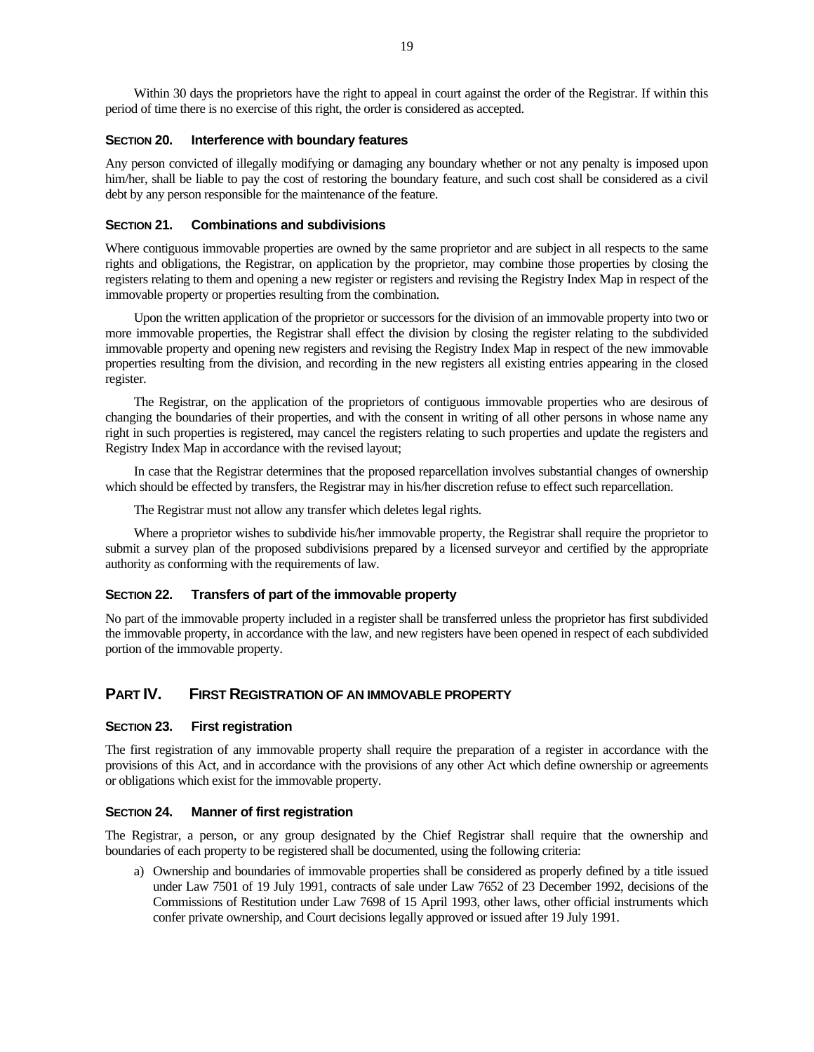Within 30 days the proprietors have the right to appeal in court against the order of the Registrar. If within this period of time there is no exercise of this right, the order is considered as accepted.

### SECTION 20. Interference with boundary features

Any person convicted of illegally modifying or damaging any boundary whether or not any penalty is imposed upon him/her, shall be liable to pay the cost of restoring the boundary feature, and such cost shall be considered as a civil debt by any person responsible for the maintenance of the feature.

### SECTION 21. Combinations and subdivisions

Where contiguous immovable properties are owned by the same proprietor and are subject in all respects to the same rights and obligations, the Registrar, on application by the proprietor, may combine those properties by closing the registers relating to them and opening a new register or registers and revising the Registry Index Map in respect of the immovable property or properties resulting from the combination.

Upon the written application of the proprietor or successors for the division of an immovable property into two or more immovable properties, the Registrar shall effect the division by closing the register relating to the subdivided immovable property and opening new registers and revising the Registry Index Map in respect of the new immovable properties resulting from the division, and recording in the new registers all existing entries appearing in the closed register.

The Registrar, on the application of the proprietors of contiguous immovable properties who are desirous of changing the boundaries of their properties, and with the consent in writing of all other persons in whose name any right in such properties is registered, may cancel the registers relating to such properties and update the registers and Registry Index Map in accordance with the revised layout;

In case that the Registrar determines that the proposed reparcellation involves substantial changes of ownership which should be effected by transfers, the Registrar may in his/her discretion refuse to effect such reparcellation.

The Registrar must not allow any transfer which deletes legal rights.

Where a proprietor wishes to subdivide his/her immovable property, the Registrar shall require the proprietor to submit a survey plan of the proposed subdivisions prepared by a licensed surveyor and certified by the appropriate authority as conforming with the requirements of law.

### SECTION 22. Transfers of part of the immovable property

No part of the immovable property included in a register shall be transferred unless the proprietor has first subdivided the immovable property, in accordance with the law, and new registers have been opened in respect of each subdivided portion of the immovable property.

## PART IV. FIRST REGISTRATION OF AN IMMOVABLE PROPERTY

### SECTION 23. First registration

The first registration of any immovable property shall require the preparation of a register in accordance with the provisions of this Act, and in accordance with the provisions of any other Act which define ownership or agreements or obligations which exist for the immovable property.

### SECTION 24. Manner of first registration

The Registrar, a person, or any group designated by the Chief Registrar shall require that the ownership and boundaries of each property to be registered shall be documented, using the following criteria:

a) Ownership and boundaries of immovable properties shall be considered as properly defined by a title issued under Law 7501 of 19 July 1991, contracts of sale under Law 7652 of 23 December 1992, decisions of the Commissions of Restitution under Law 7698 of 15 April 1993, other laws, other official instruments which confer private ownership, and Court decisions legally approved or issued after 19 July 1991.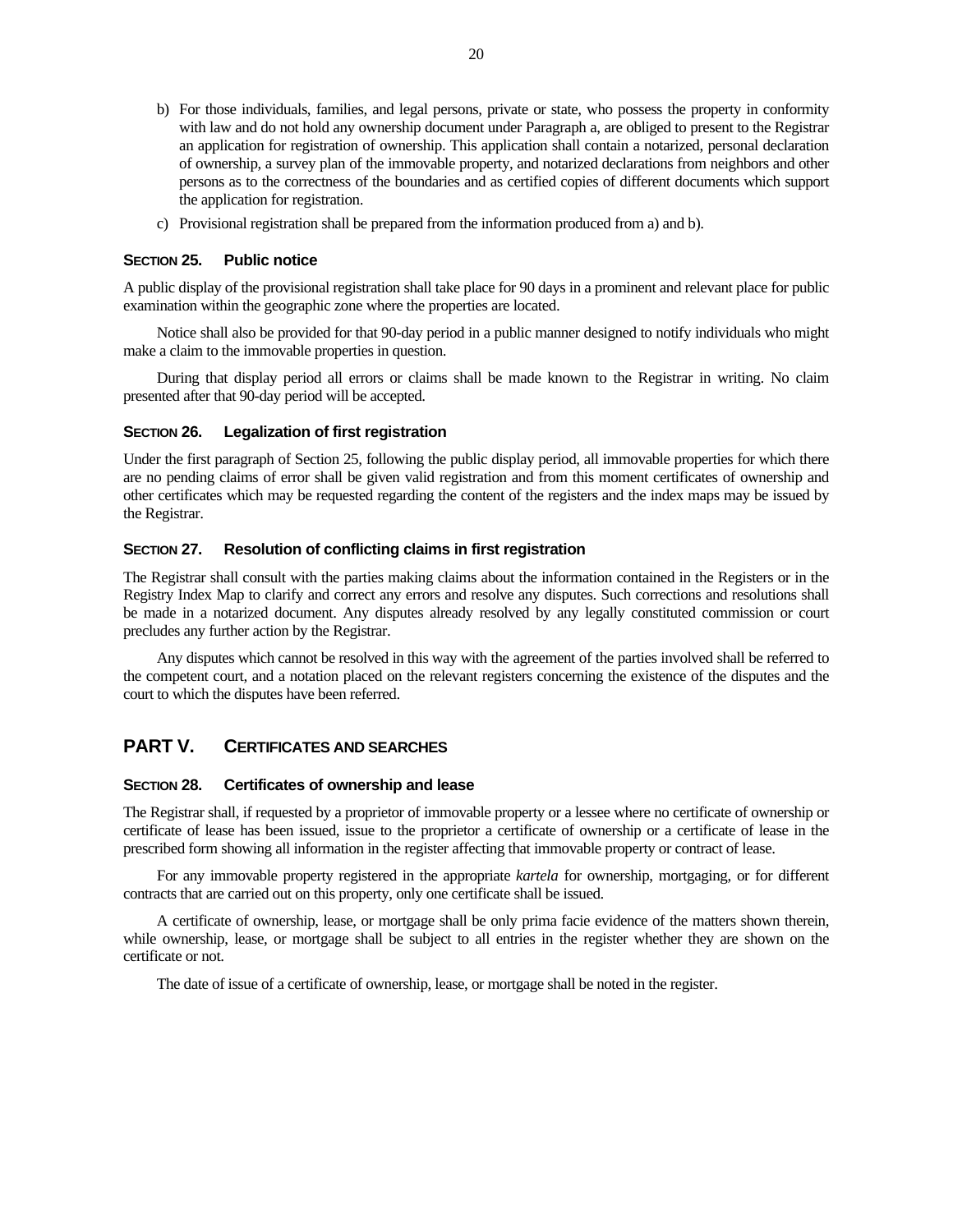b) For those individuals, families, and legal persons, private or state, who possess the property in conformity with law and do not hold any ownership document under Paragraph a, are obliged to present to the Registrar an application for registration of ownership. This application shall contain a notarized, personal declaration of ownership, a survey plan of the immovable property, and notarized declarations from neighbors and other persons as to the correctness of the boundaries and as certified copies of different documents which support the application for registration.

c) Provisional registration shall be prepared from the information produced from a) and b).

### SECTION 25. Public notice

A public display of the provisional registration shall take place for 90 days in a prominent and relevant place for public examination within the geographic zone where the properties are located.

Notice shall also be provided for that 90-day period in a public manner designed to notify individuals who might make a claim to the immovable properties in question.

During that display period all errors or claims shall be made known to the Registrar in writing. No claim presented after that 90-day period will be accepted.

### SECTION 26. Legalization of first registration

Under the first paragraph of Section 25, following the public display period, all immovable properties for which there are no pending claims of error shall be given valid registration and from this moment certificates of ownership and other certificates which may be requested regarding the content of the registers and the index maps may be issued by the Registrar.

### SECTION 27. Resolution of conflicting claims in first registration

The Registrar shall consult with the parties making claims about the information contained in the Registers or in the Registry Index Map to clarify and correct any errors and resolve any disputes. Such corrections and resolutions shall be made in a notarized document. Any disputes already resolved by any legally constituted commission or court precludes any further action by the Registrar.

Any disputes which cannot be resolved in this way with the agreement of the parties involved shall be referred to the competent court, and a notation placed on the relevant registers concerning the existence of the disputes and the court to which the disputes have been referred.

## PART V. CERTIFICATES AND SEARCHES

### SECTION 28. Certificates of ownership and lease

The Registrar shall, if requested by a proprietor of immovable property or a lessee where no certificate of ownership or certificate of lease has been issued, issue to the proprietor a certificate of ownership or a certificate of lease in the prescribed form showing all information in the register affecting that immovable property or contract of lease.

For any immovable property registered in the appropriate *kartela* for ownership, mortgaging, or for different contracts that are carried out on this property, only one certificate shall be issued.

A certificate of ownership, lease, or mortgage shall be only prima facie evidence of the matters shown therein, while ownership, lease, or mortgage shall be subject to all entries in the register whether they are shown on the certificate or not.

The date of issue of a certificate of ownership, lease, or mortgage shall be noted in the register.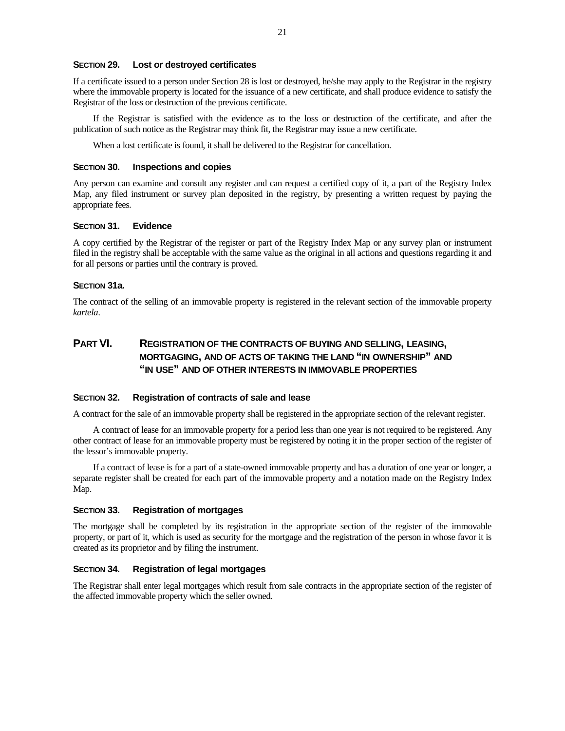### SECTION 29. Lost or destroyed certificates

If a certificate issued to a person under Section 28 is lost or destroyed, he/she may apply to the Registrar in the registry where the immovable property is located for the issuance of a new certificate, and shall produce evidence to satisfy the Registrar of the loss or destruction of the previous certificate.

If the Registrar is satisfied with the evidence as to the loss or destruction of the certificate, and after the publication of such notice as the Registrar may think fit, the Registrar may issue a new certificate.

When a lost certificate is found, it shall be delivered to the Registrar for cancellation.

### SECTION 30. Inspections and copies

Any person can examine and consult any register and can request a certified copy of it, a part of the Registry Index Map, any filed instrument or survey plan deposited in the registry, by presenting a written request by paying the appropriate fees.

### SECTION 31. Evidence

A copy certified by the Registrar of the register or part of the Registry Index Map or any survey plan or instrument filed in the registry shall be acceptable with the same value as the original in all actions and questions regarding it and for all persons or parties until the contrary is proved.

### SECTION 31a.

The contract of the selling of an immovable property is registered in the relevant section of the immovable property *kartela*.

## PART VI. REGISTRATION OF THE CONTRACTS OF BUYING AND SELLING, LEASING, MORTGAGING, AND OF ACTS OF TAKING THE LAND "IN OWNERSHIP" AND "IN USE" AND OF OTHER INTERESTS IN IMMOVABLE PROPERTIES

### SECTION 32. Registration of contracts of sale and lease

A contract for the sale of an immovable property shall be registered in the appropriate section of the relevant register.

A contract of lease for an immovable property for a period less than one year is not required to be registered. Any other contract of lease for an immovable property must be registered by noting it in the proper section of the register of the lessor's immovable property.

If a contract of lease is for a part of a state-owned immovable property and has a duration of one year or longer, a separate register shall be created for each part of the immovable property and a notation made on the Registry Index Map.

### SECTION 33. Registration of mortgages

The mortgage shall be completed by its registration in the appropriate section of the register of the immovable property, or part of it, which is used as security for the mortgage and the registration of the person in whose favor it is created as its proprietor and by filing the instrument.

### SECTION 34. Registration of legal mortgages

The Registrar shall enter legal mortgages which result from sale contracts in the appropriate section of the register of the affected immovable property which the seller owned.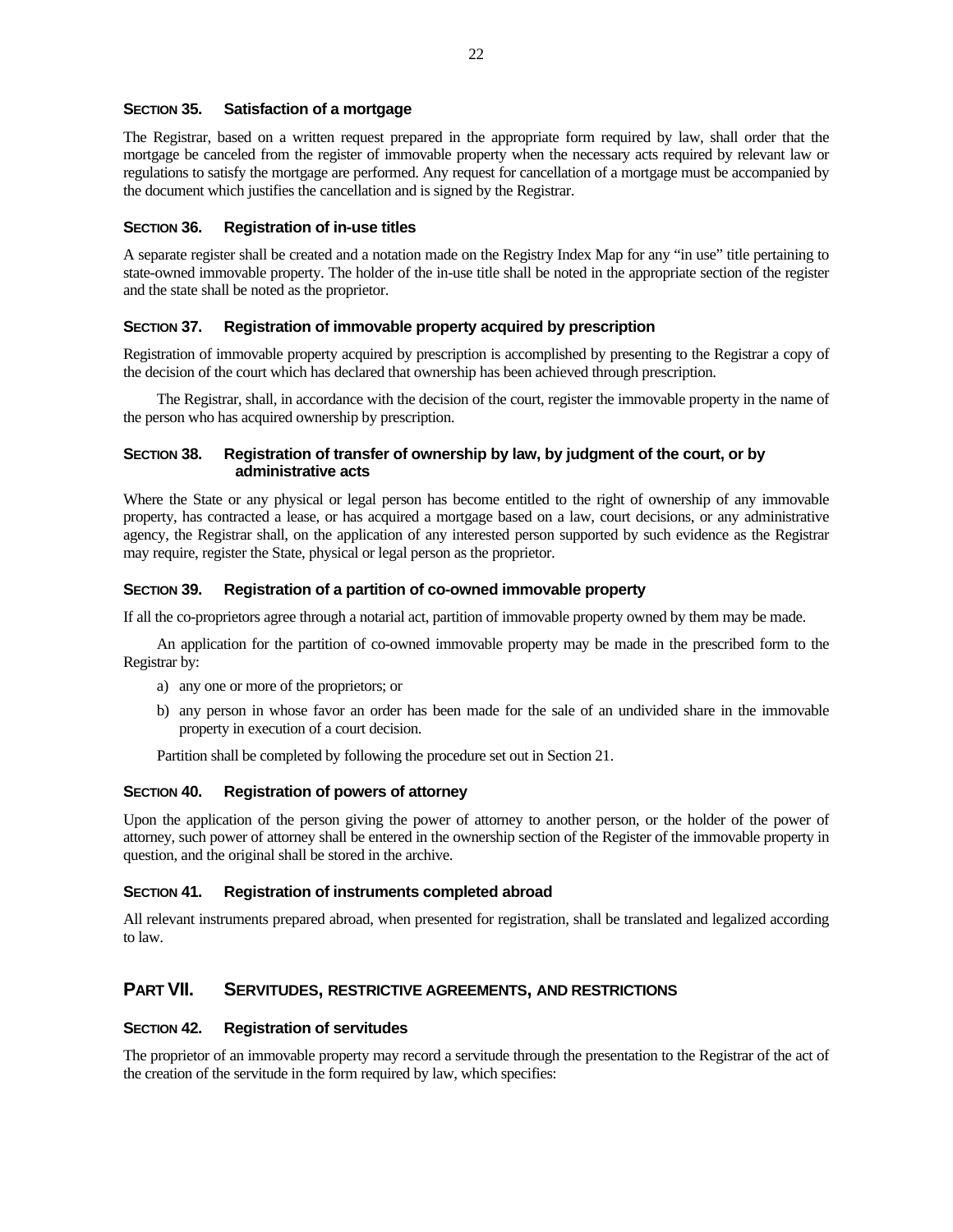### SECTION 35. Satisfaction of a mortgage

The Registrar, based on a written request prepared in the appropriate form required by law, shall order that the mortgage be canceled from the register of immovable property when the necessary acts required by relevant law or regulations to satisfy the mortgage are performed. Any request for cancellation of a mortgage must be accompanied by the document which justifies the cancellation and is signed by the Registrar.

### SECTION 36. Registration of in-use titles

A separate register shall be created and a notation made on the Registry Index Map for any "in use" title pertaining to state-owned immovable property. The holder of the in-use title shall be noted in the appropriate section of the register and the state shall be noted as the proprietor.

### SECTION 37. Registration of immovable property acquired by prescription

Registration of immovable property acquired by prescription is accomplished by presenting to the Registrar a copy of the decision of the court which has declared that ownership has been achieved through prescription.

The Registrar, shall, in accordance with the decision of the court, register the immovable property in the name of the person who has acquired ownership by prescription.

### SECTION 38. Registration of transfer of ownership by law, by judgment of the court, or by administrative acts

Where the State or any physical or legal person has become entitled to the right of ownership of any immovable property, has contracted a lease, or has acquired a mortgage based on a law, court decisions, or any administrative agency, the Registrar shall, on the application of any interested person supported by such evidence as the Registrar may require, register the State, physical or legal person as the proprietor.

### SECTION 39. Registration of a partition of co-owned immovable property

If all the co-proprietors agree through a notarial act, partition of immovable property owned by them may be made.

An application for the partition of co-owned immovable property may be made in the prescribed form to the Registrar by:

a) any one or more of the proprietors; or
b) any person in whose favor an order has been made for the sale of an undivided share in the immovable property in execution of a court decision.

Partition shall be completed by following the procedure set out in Section 21.

### SECTION 40. Registration of powers of attorney

Upon the application of the person giving the power of attorney to another person, or the holder of the power of attorney, such power of attorney shall be entered in the ownership section of the Register of the immovable property in question, and the original shall be stored in the archive.

### SECTION 41. Registration of instruments completed abroad

All relevant instruments prepared abroad, when presented for registration, shall be translated and legalized according to law.

## PART VII. SERVITUDES, RESTRICTIVE AGREEMENTS, AND RESTRICTIONS

### SECTION 42. Registration of servitudes

The proprietor of an immovable property may record a servitude through the presentation to the Registrar of the act of the creation of the servitude in the form required by law, which specifies: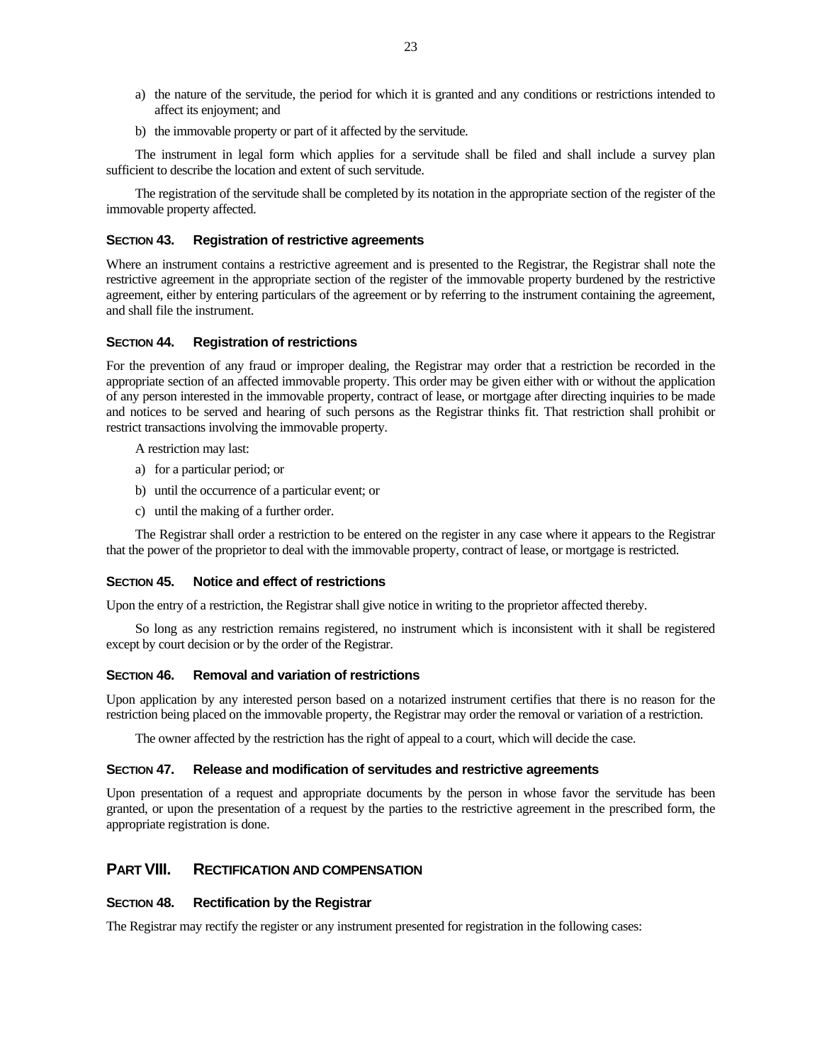a) the nature of the servitude, the period for which it is granted and any conditions or restrictions intended to affect its enjoyment; and

b) the immovable property or part of it affected by the servitude.

The instrument in legal form which applies for a servitude shall be filed and shall include a survey plan sufficient to describe the location and extent of such servitude.

The registration of the servitude shall be completed by its notation in the appropriate section of the register of the immovable property affected.

### SECTION 43. Registration of restrictive agreements

Where an instrument contains a restrictive agreement and is presented to the Registrar, the Registrar shall note the restrictive agreement in the appropriate section of the register of the immovable property burdened by the restrictive agreement, either by entering particulars of the agreement or by referring to the instrument containing the agreement, and shall file the instrument.

### SECTION 44. Registration of restrictions

For the prevention of any fraud or improper dealing, the Registrar may order that a restriction be recorded in the appropriate section of an affected immovable property. This order may be given either with or without the application of any person interested in the immovable property, contract of lease, or mortgage after directing inquiries to be made and notices to be served and hearing of such persons as the Registrar thinks fit. That restriction shall prohibit or restrict transactions involving the immovable property.

A restriction may last:

a) for a particular period; or

b) until the occurrence of a particular event; or

c) until the making of a further order.

The Registrar shall order a restriction to be entered on the register in any case where it appears to the Registrar that the power of the proprietor to deal with the immovable property, contract of lease, or mortgage is restricted.

### SECTION 45. Notice and effect of restrictions

Upon the entry of a restriction, the Registrar shall give notice in writing to the proprietor affected thereby.

So long as any restriction remains registered, no instrument which is inconsistent with it shall be registered except by court decision or by the order of the Registrar.

### SECTION 46. Removal and variation of restrictions

Upon application by any interested person based on a notarized instrument certifies that there is no reason for the restriction being placed on the immovable property, the Registrar may order the removal or variation of a restriction.

The owner affected by the restriction has the right of appeal to a court, which will decide the case.

### SECTION 47. Release and modification of servitudes and restrictive agreements

Upon presentation of a request and appropriate documents by the person in whose favor the servitude has been granted, or upon the presentation of a request by the parties to the restrictive agreement in the prescribed form, the appropriate registration is done.

## PART VIII. RECTIFICATION AND COMPENSATION

### SECTION 48. Rectification by the Registrar

The Registrar may rectify the register or any instrument presented for registration in the following cases: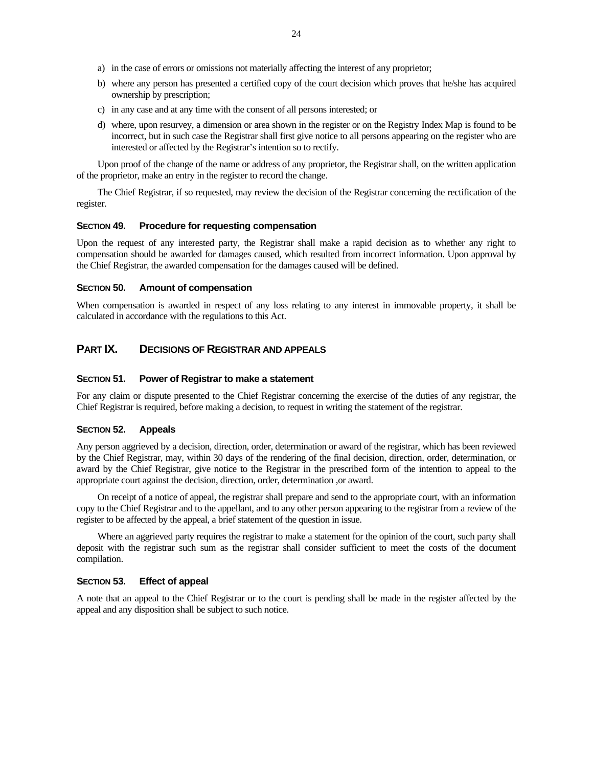a) in the case of errors or omissions not materially affecting the interest of any proprietor;
b) where any person has presented a certified copy of the court decision which proves that he/she has acquired ownership by prescription;
c) in any case and at any time with the consent of all persons interested; or
d) where, upon resurvey, a dimension or area shown in the register or on the Registry Index Map is found to be incorrect, but in such case the Registrar shall first give notice to all persons appearing on the register who are interested or affected by the Registrar's intention so to rectify.

Upon proof of the change of the name or address of any proprietor, the Registrar shall, on the written application of the proprietor, make an entry in the register to record the change.

The Chief Registrar, if so requested, may review the decision of the Registrar concerning the rectification of the register.

### SECTION 49. Procedure for requesting compensation

Upon the request of any interested party, the Registrar shall make a rapid decision as to whether any right to compensation should be awarded for damages caused, which resulted from incorrect information. Upon approval by the Chief Registrar, the awarded compensation for the damages caused will be defined.

### SECTION 50. Amount of compensation

When compensation is awarded in respect of any loss relating to any interest in immovable property, it shall be calculated in accordance with the regulations to this Act.

## PART IX. DECISIONS OF REGISTRAR AND APPEALS

### SECTION 51. Power of Registrar to make a statement

For any claim or dispute presented to the Chief Registrar concerning the exercise of the duties of any registrar, the Chief Registrar is required, before making a decision, to request in writing the statement of the registrar.

### SECTION 52. Appeals

Any person aggrieved by a decision, direction, order, determination or award of the registrar, which has been reviewed by the Chief Registrar, may, within 30 days of the rendering of the final decision, direction, order, determination, or award by the Chief Registrar, give notice to the Registrar in the prescribed form of the intention to appeal to the appropriate court against the decision, direction, order, determination ,or award.

On receipt of a notice of appeal, the registrar shall prepare and send to the appropriate court, with an information copy to the Chief Registrar and to the appellant, and to any other person appearing to the registrar from a review of the register to be affected by the appeal, a brief statement of the question in issue.

Where an aggrieved party requires the registrar to make a statement for the opinion of the court, such party shall deposit with the registrar such sum as the registrar shall consider sufficient to meet the costs of the document compilation.

### SECTION 53. Effect of appeal

A note that an appeal to the Chief Registrar or to the court is pending shall be made in the register affected by the appeal and any disposition shall be subject to such notice.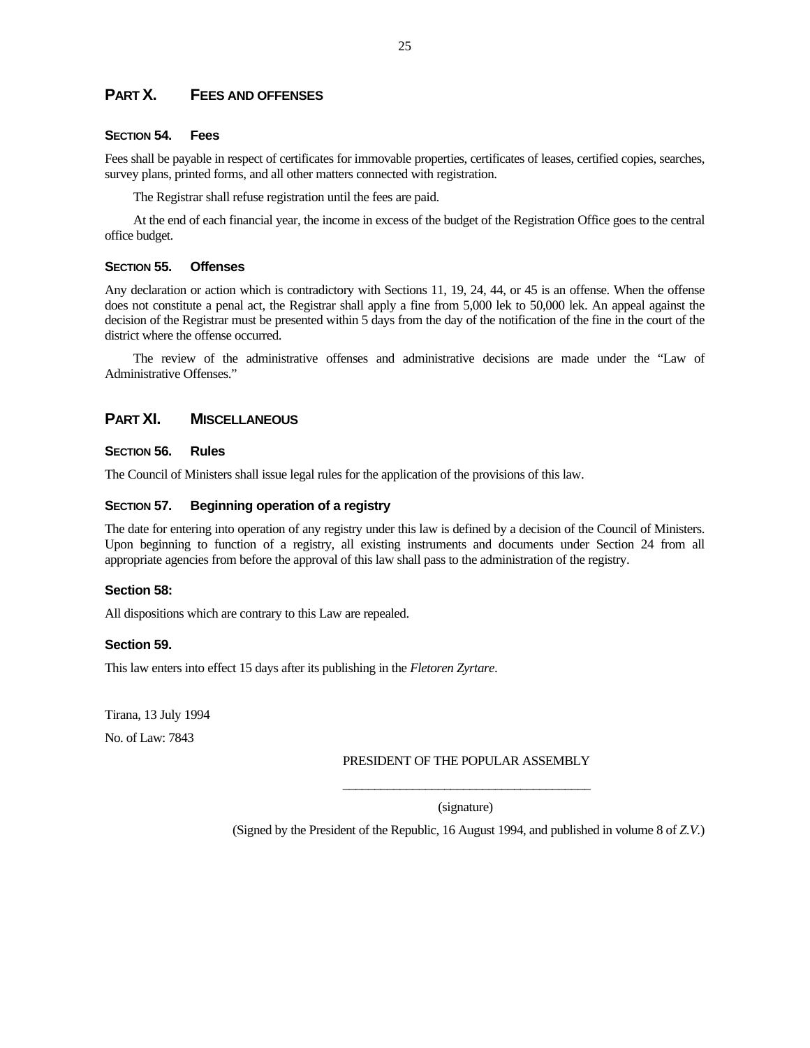## PART X. FEES AND OFFENSES

### SECTION 54. Fees

Fees shall be payable in respect of certificates for immovable properties, certificates of leases, certified copies, searches, survey plans, printed forms, and all other matters connected with registration.

The Registrar shall refuse registration until the fees are paid.

At the end of each financial year, the income in excess of the budget of the Registration Office goes to the central office budget.

### SECTION 55. Offenses

Any declaration or action which is contradictory with Sections 11, 19, 24, 44, or 45 is an offense. When the offense does not constitute a penal act, the Registrar shall apply a fine from 5,000 lek to 50,000 lek. An appeal against the decision of the Registrar must be presented within 5 days from the day of the notification of the fine in the court of the district where the offense occurred.

The review of the administrative offenses and administrative decisions are made under the "Law of Administrative Offenses."

## PART XI. MISCELLANEOUS

### SECTION 56. Rules

The Council of Ministers shall issue legal rules for the application of the provisions of this law.

### SECTION 57. Beginning operation of a registry

The date for entering into operation of any registry under this law is defined by a decision of the Council of Ministers. Upon beginning to function of a registry, all existing instruments and documents under Section 24 from all appropriate agencies from before the approval of this law shall pass to the administration of the registry.

### Section 58:

All dispositions which are contrary to this Law are repealed.

### Section 59.

This law enters into effect 15 days after its publishing in the *Fletoren Zyrtare*.

Tirana, 13 July 1994

No. of Law: 7843

PRESIDENT OF THE POPULAR ASSEMBLY

\_\_\_\_\_\_\_\_\_\_\_\_\_\_\_\_\_\_\_\_\_\_\_\_\_\_\_\_\_\_\_\_\_\_\_\_\_\_

(signature)

(Signed by the President of the Republic, 16 August 1994, and published in volume 8 of *Z.V.*)